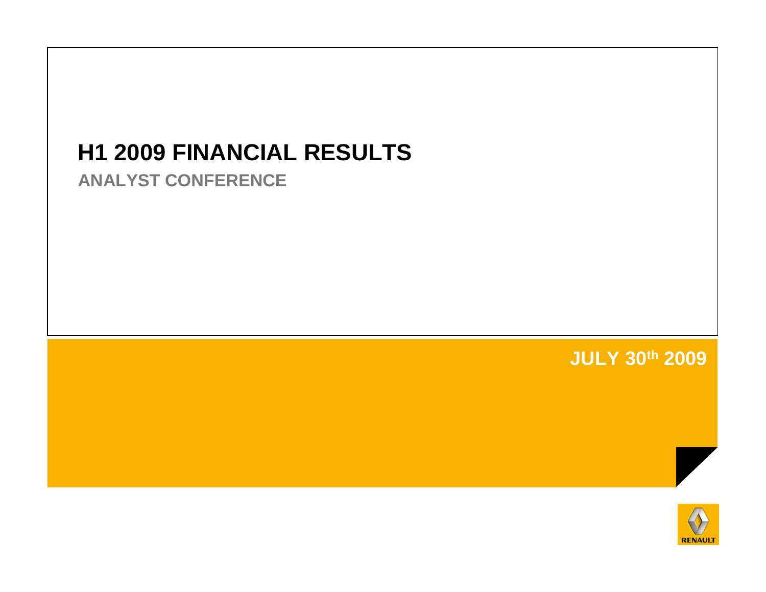# H1 2009 FINANCIAL RESULTS

## ANALYST CONFERENCE

JULY 30th 2009

RENAULT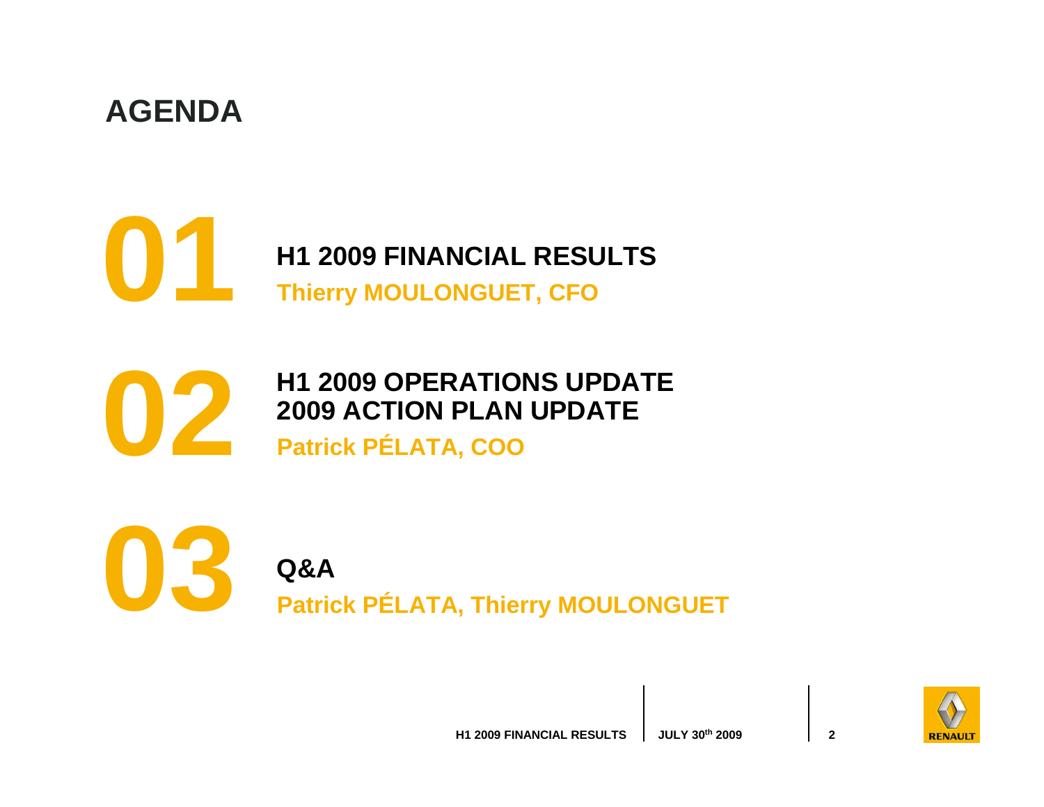# AGENDA

## 01 H1 2009 FINANCIAL RESULTS

**Thierry MOULONGUET, CFO**

## 02 H1 2009 OPERATIONS UPDATE
## 2009 ACTION PLAN UPDATE

**Patrick PÉLATA, COO**

## 03 Q&A

**Patrick PÉLATA, Thierry MOULONGUET**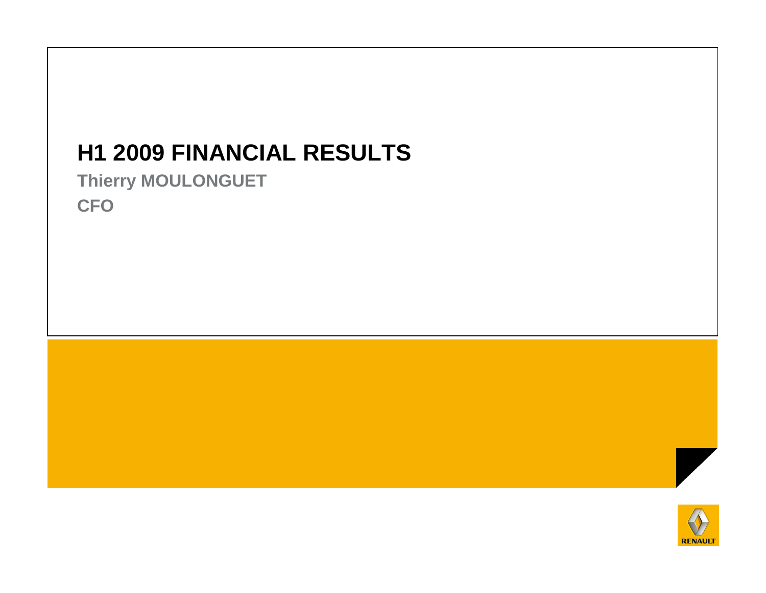# H1 2009 FINANCIAL RESULTS

**Thierry MOULONGUET**

**CFO**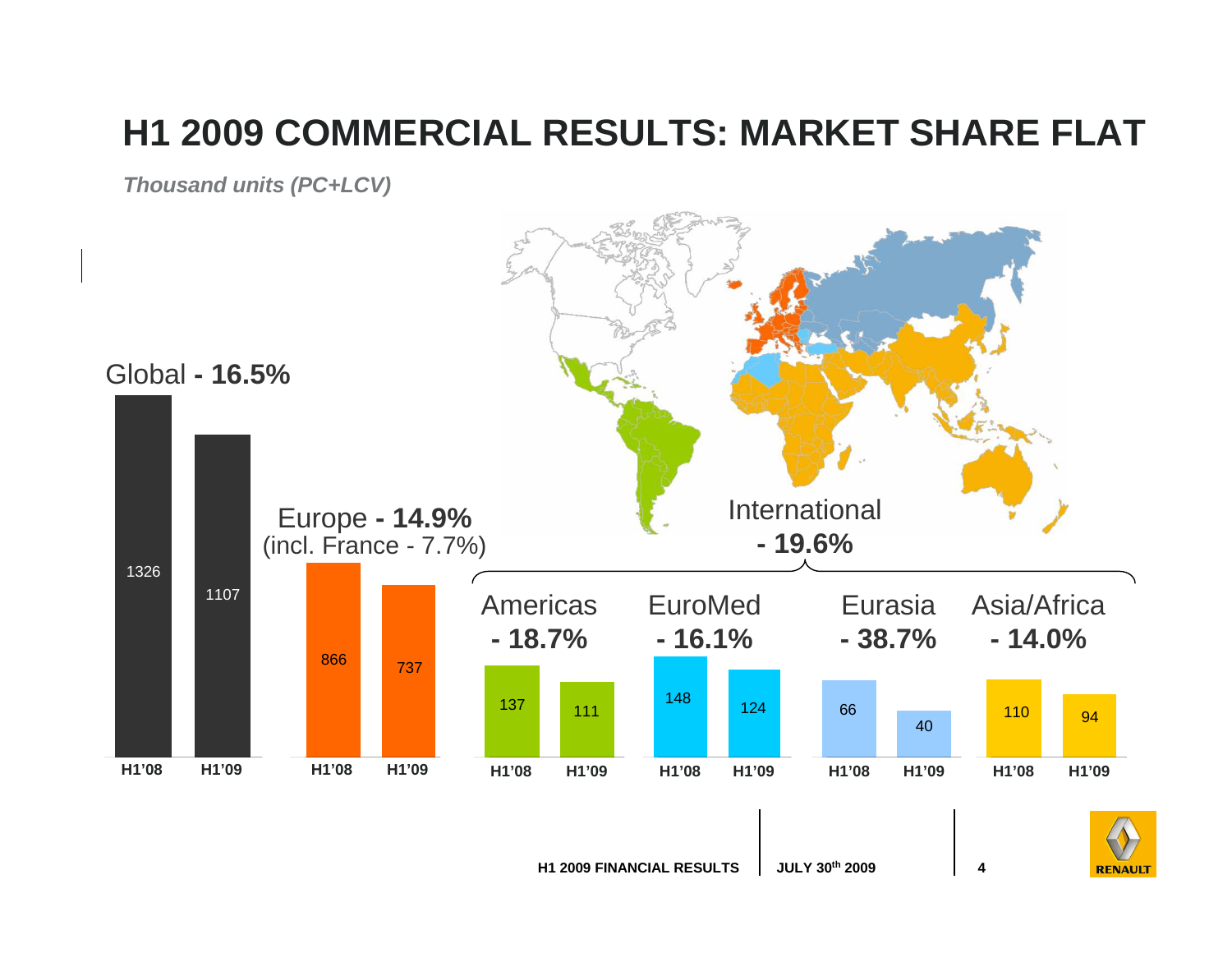# H1 2009 COMMERCIAL RESULTS: MARKET SHARE FLAT

*Thousand units (PC+LCV)*

| Region | Change | H1'08 | H1'09 |
|---|---|---|---|
| Global | **- 16.5%** | 1326 | 1107 |
| Europe (incl. France - 7.7%) | **- 14.9%** | 866 | 737 |
| International | **- 19.6%** | | |
| Americas | **- 18.7%** | 137 | 111 |
| EuroMed | **- 16.1%** | 148 | 124 |
| Eurasia | **- 38.7%** | 66 | 40 |
| Asia/Africa | **- 14.0%** | 110 | 94 |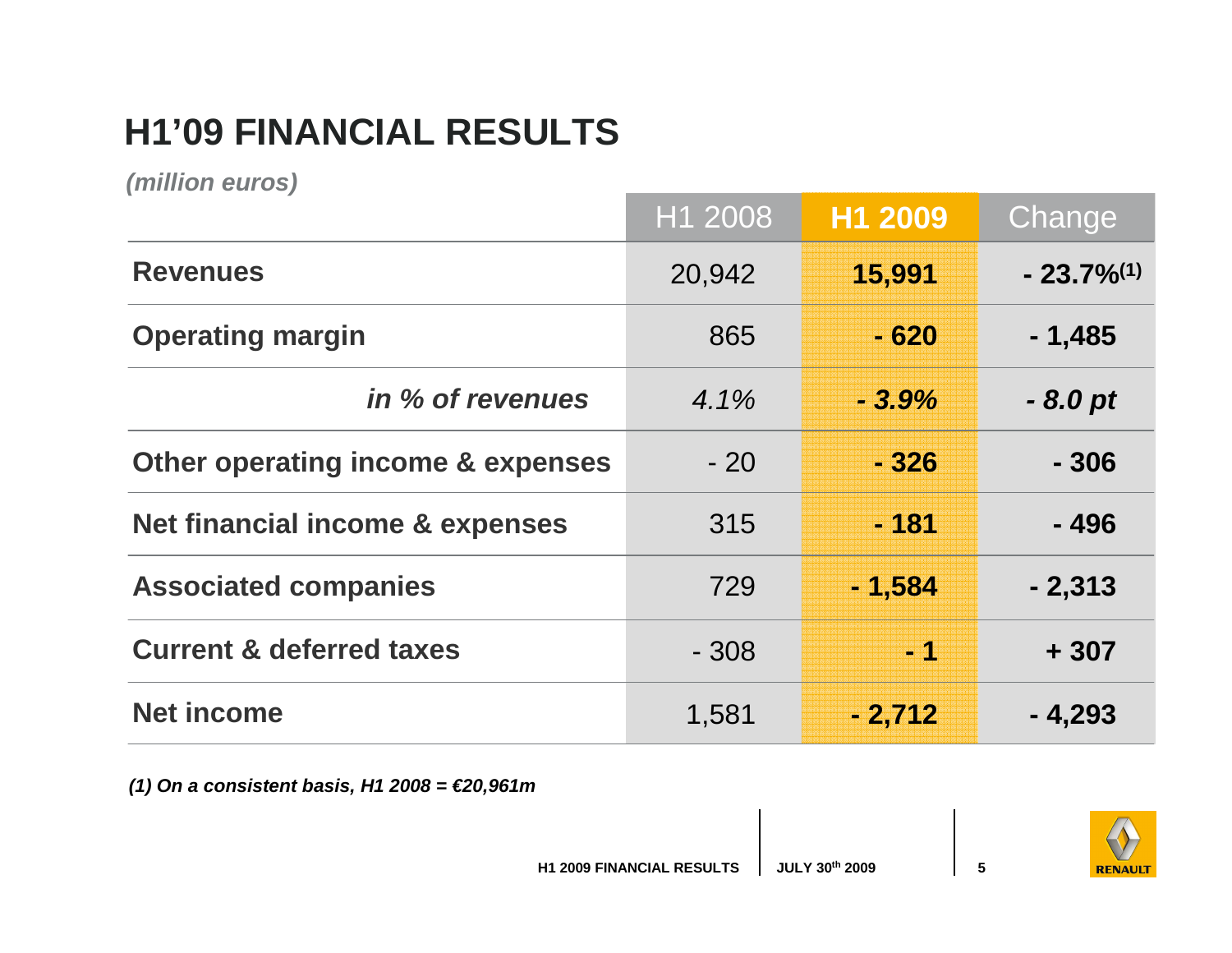# H1'09 FINANCIAL RESULTS

*(million euros)*

| | H1 2008 | **H1 2009** | Change |
|---|---|---|---|
| **Revenues** | 20,942 | **15,991** | **- 23.7%(1)** |
| **Operating margin** | 865 | **- 620** | **- 1,485** |
| ***in % of revenues*** | *4.1%* | ***- 3.9%*** | ***- 8.0 pt*** |
| **Other operating income & expenses** | - 20 | **- 326** | **- 306** |
| **Net financial income & expenses** | 315 | **- 181** | **- 496** |
| **Associated companies** | 729 | **- 1,584** | **- 2,313** |
| **Current & deferred taxes** | - 308 | **- 1** | **+ 307** |
| **Net income** | 1,581 | **- 2,712** | **- 4,293** |

***(1) On a consistent basis, H1 2008 = €20,961m***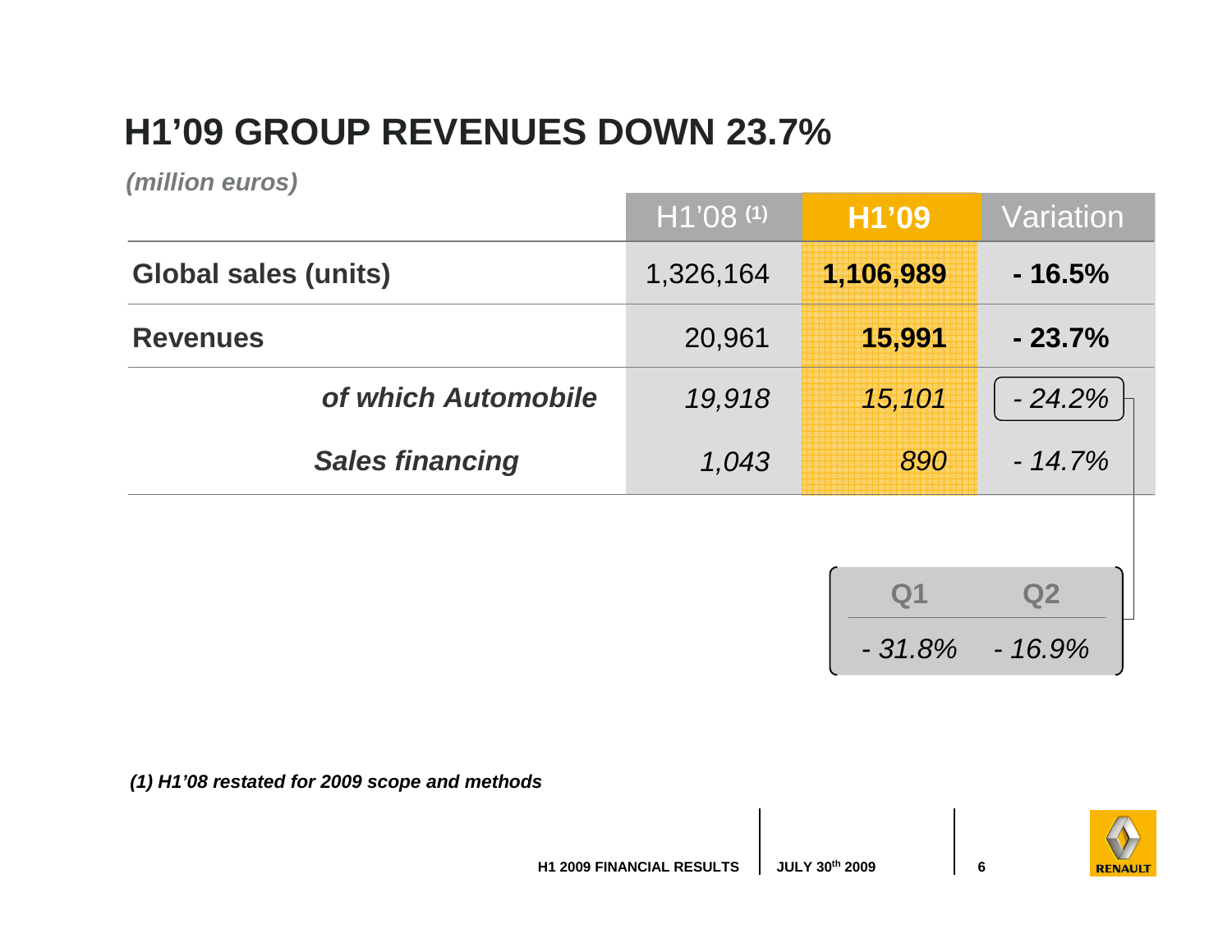# H1'09 GROUP REVENUES DOWN 23.7%

*(million euros)*

| | H1'08 (1) | **H1'09** | Variation |
|---|---|---|---|
| **Global sales (units)** | 1,326,164 | **1,106,989** | **- 16.5%** |
| **Revenues** | 20,961 | **15,991** | **- 23.7%** |
| ***of which Automobile*** | *19,918* | *15,101* | *- 24.2%* |
| ***Sales financing*** | *1,043* | *890* | *- 14.7%* |

| Q1 | Q2 |
|---|---|
| *- 31.8%* | *- 16.9%* |

***(1) H1'08 restated for 2009 scope and methods***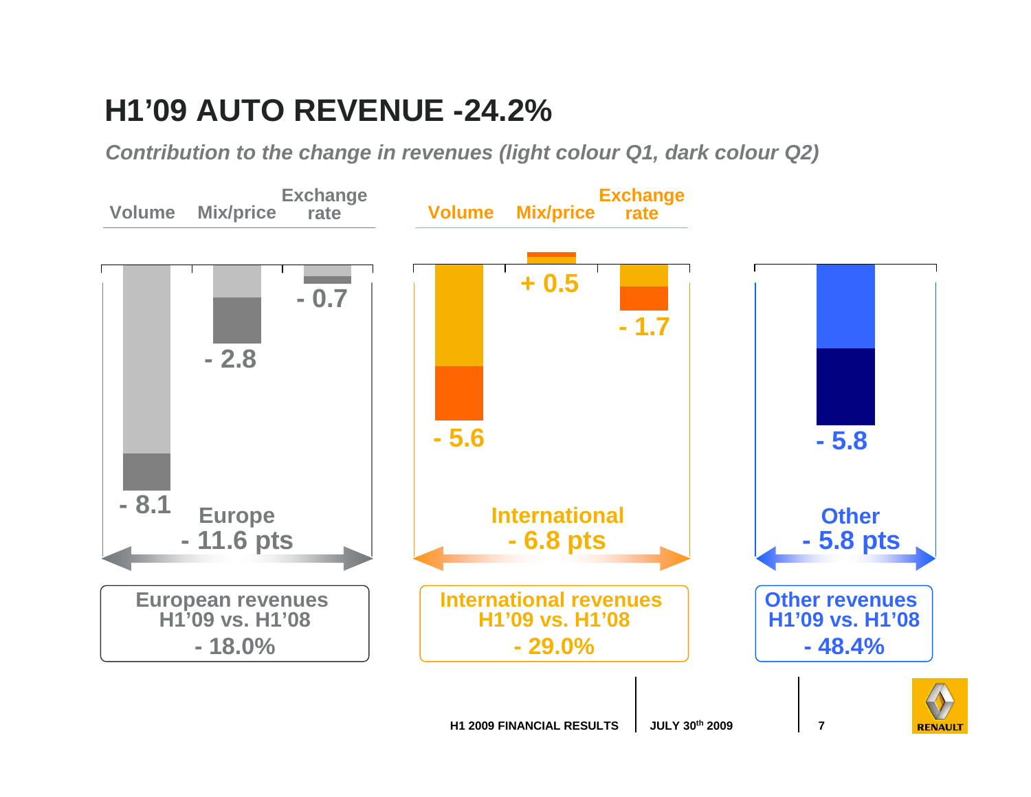# H1'09 AUTO REVENUE -24.2%

*Contribution to the change in revenues (light colour Q1, dark colour Q2)*

| | Volume | Mix/price | Exchange rate | Total |
|---|---|---|---|---|
| Europe | - 8.1 | - 2.8 | - 0.7 | - 11.6 pts |
| International | - 5.6 | + 0.5 | - 1.7 | - 6.8 pts |
| Other | | | | - 5.8 pts |

**European revenues H1'09 vs. H1'08**
**- 18.0%**

**International revenues H1'09 vs. H1'08**
**- 29.0%**

**Other revenues H1'09 vs. H1'08**
**- 48.4%**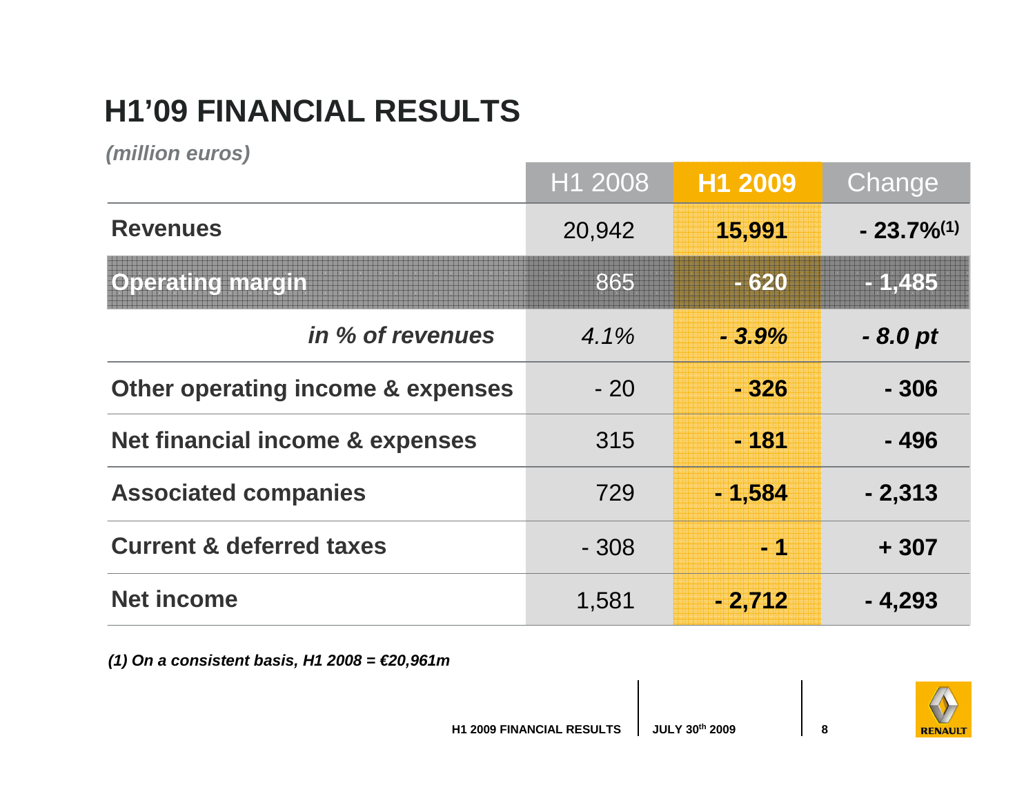# H1'09 FINANCIAL RESULTS

*(million euros)*

| | H1 2008 | H1 2009 | Change |
|---|---|---|---|
| **Revenues** | 20,942 | **15,991** | **- 23.7%(1)** |
| **Operating margin** | 865 | **- 620** | **- 1,485** |
| ***in % of revenues*** | *4.1%* | ***- 3.9%*** | ***- 8.0 pt*** |
| **Other operating income & expenses** | - 20 | **- 326** | **- 306** |
| **Net financial income & expenses** | 315 | **- 181** | **- 496** |
| **Associated companies** | 729 | **- 1,584** | **- 2,313** |
| **Current & deferred taxes** | - 308 | **- 1** | **+ 307** |
| **Net income** | 1,581 | **- 2,712** | **- 4,293** |

***(1) On a consistent basis, H1 2008 = €20,961m***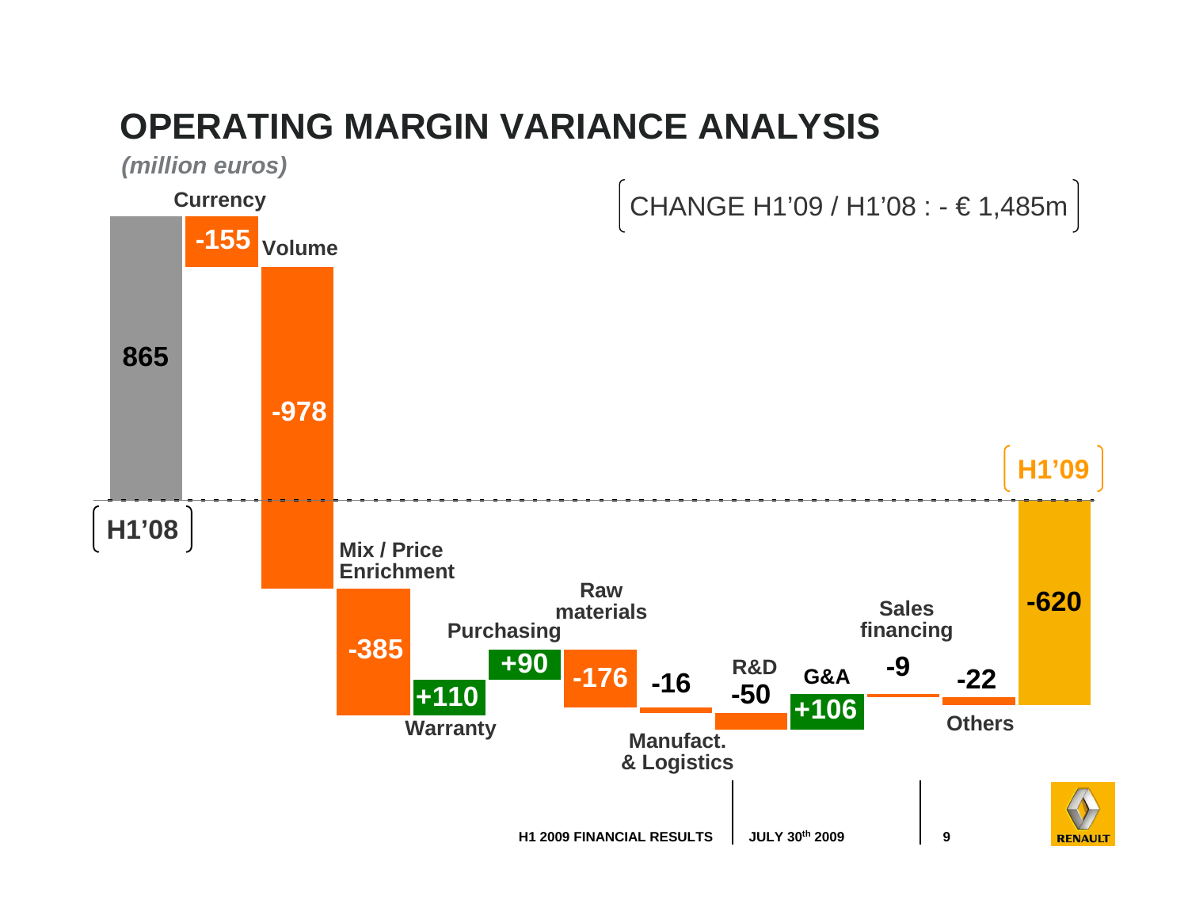# OPERATING MARGIN VARIANCE ANALYSIS

*(million euros)*

CHANGE H1'09 / H1'08 : - € 1,485m

| Item | Value |
|---|---|
| H1'08 | 865 |
| Currency | -155 |
| Volume | -978 |
| Mix / Price Enrichment | -385 |
| Warranty | +110 |
| Purchasing | +90 |
| Raw materials | -176 |
| Manufact. & Logistics | -16 |
| R&D | -50 |
| G&A | +106 |
| Sales financing | -9 |
| Others | -22 |
| H1'09 | -620 |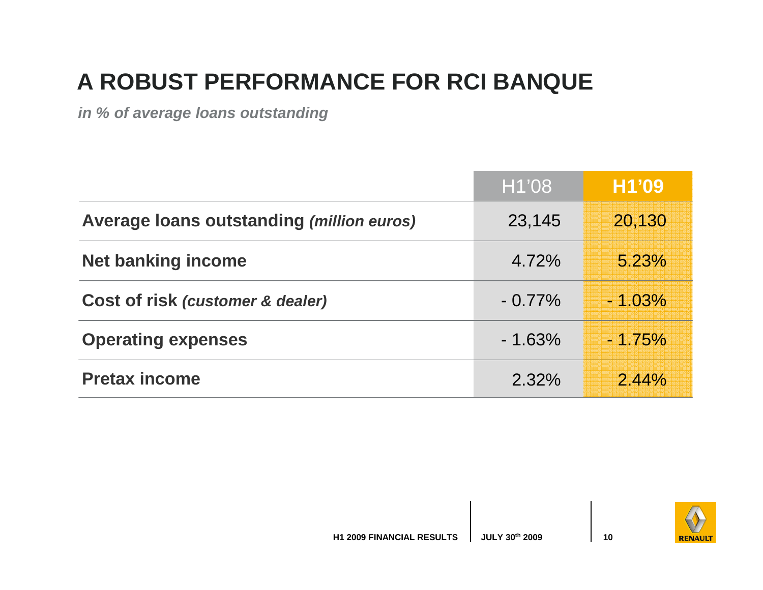# A ROBUST PERFORMANCE FOR RCI BANQUE

***in % of average loans outstanding***

| | H1'08 | H1'09 |
|---|---|---|
| **Average loans outstanding** ***(million euros)*** | 23,145 | 20,130 |
| **Net banking income** | 4.72% | 5.23% |
| **Cost of risk** ***(customer & dealer)*** | - 0.77% | - 1.03% |
| **Operating expenses** | - 1.63% | - 1.75% |
| **Pretax income** | 2.32% | 2.44% |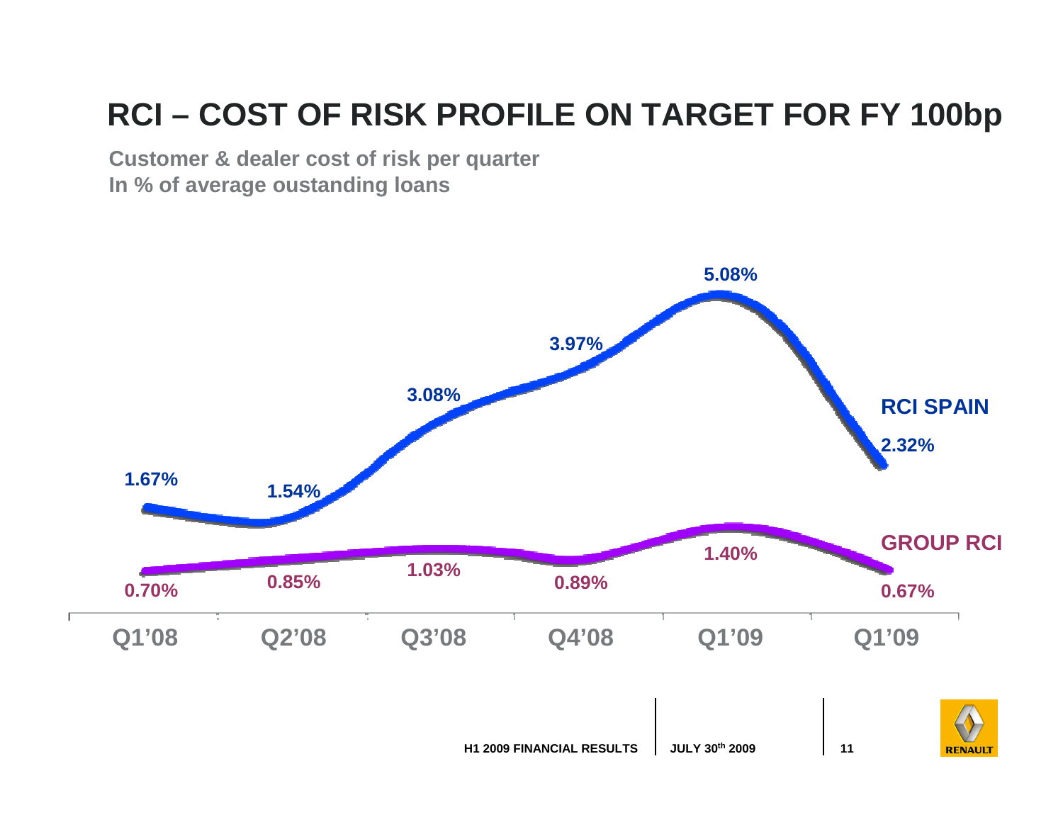# RCI – COST OF RISK PROFILE ON TARGET FOR FY 100bp

**Customer & dealer cost of risk per quarter**
**In % of average oustanding loans**

| | Q1'08 | Q2'08 | Q3'08 | Q4'08 | Q1'09 | Q1'09 |
|---|---|---|---|---|---|---|
| RCI SPAIN | 1.67% | 1.54% | 3.08% | 3.97% | 5.08% | 2.32% |
| GROUP RCI | 0.70% | 0.85% | 1.03% | 0.89% | 1.40% | 0.67% |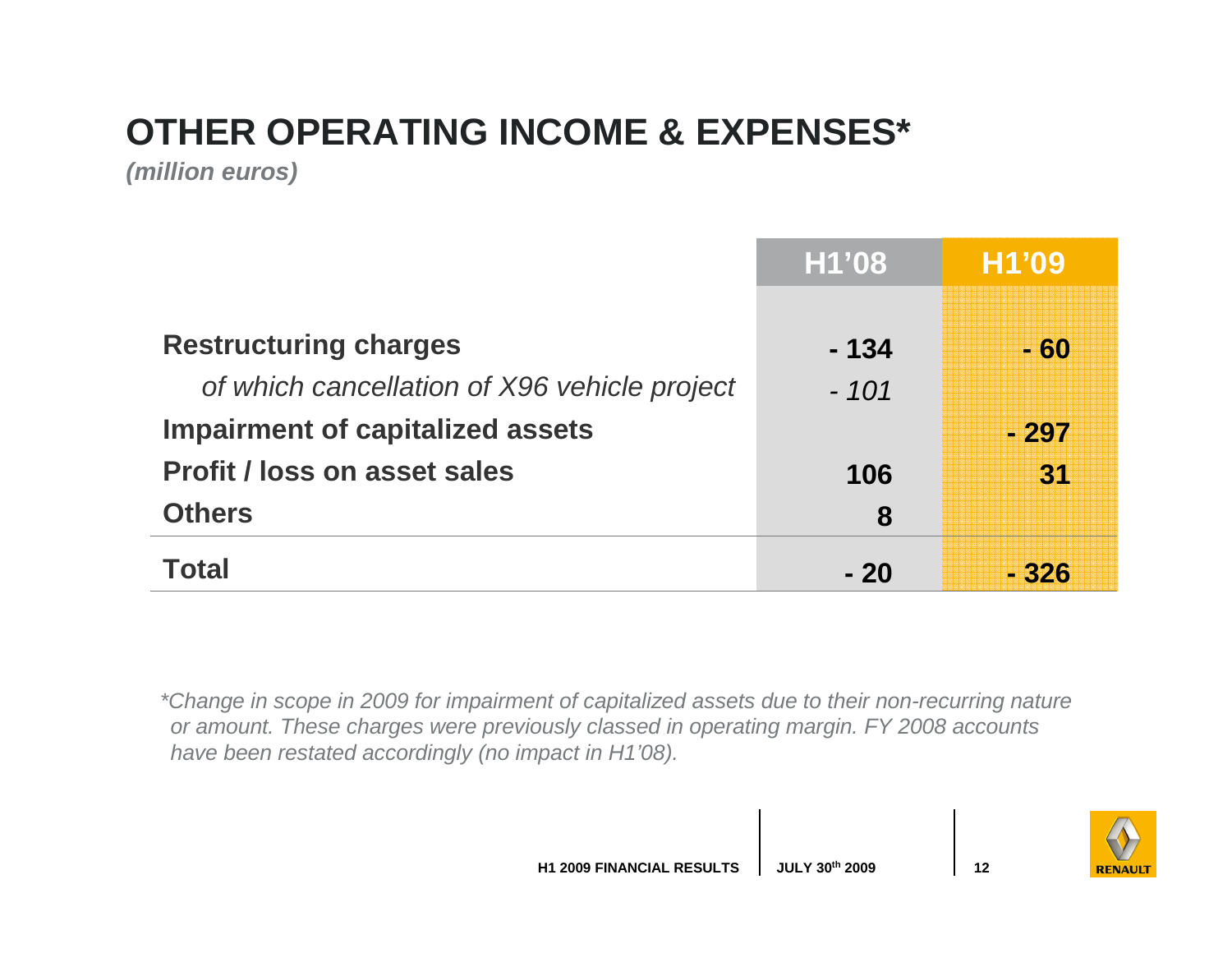# OTHER OPERATING INCOME & EXPENSES*

*(million euros)*

| | H1'08 | H1'09 |
|---|---|---|
| **Restructuring charges** | **- 134** | **- 60** |
| *of which cancellation of X96 vehicle project* | *- 101* | |
| **Impairment of capitalized assets** | | **- 297** |
| **Profit / loss on asset sales** | **106** | **31** |
| **Others** | **8** | |
| **Total** | **- 20** | **- 326** |

*\*Change in scope in 2009 for impairment of capitalized assets due to their non-recurring nature or amount. These charges were previously classed in operating margin. FY 2008 accounts have been restated accordingly (no impact in H1'08).*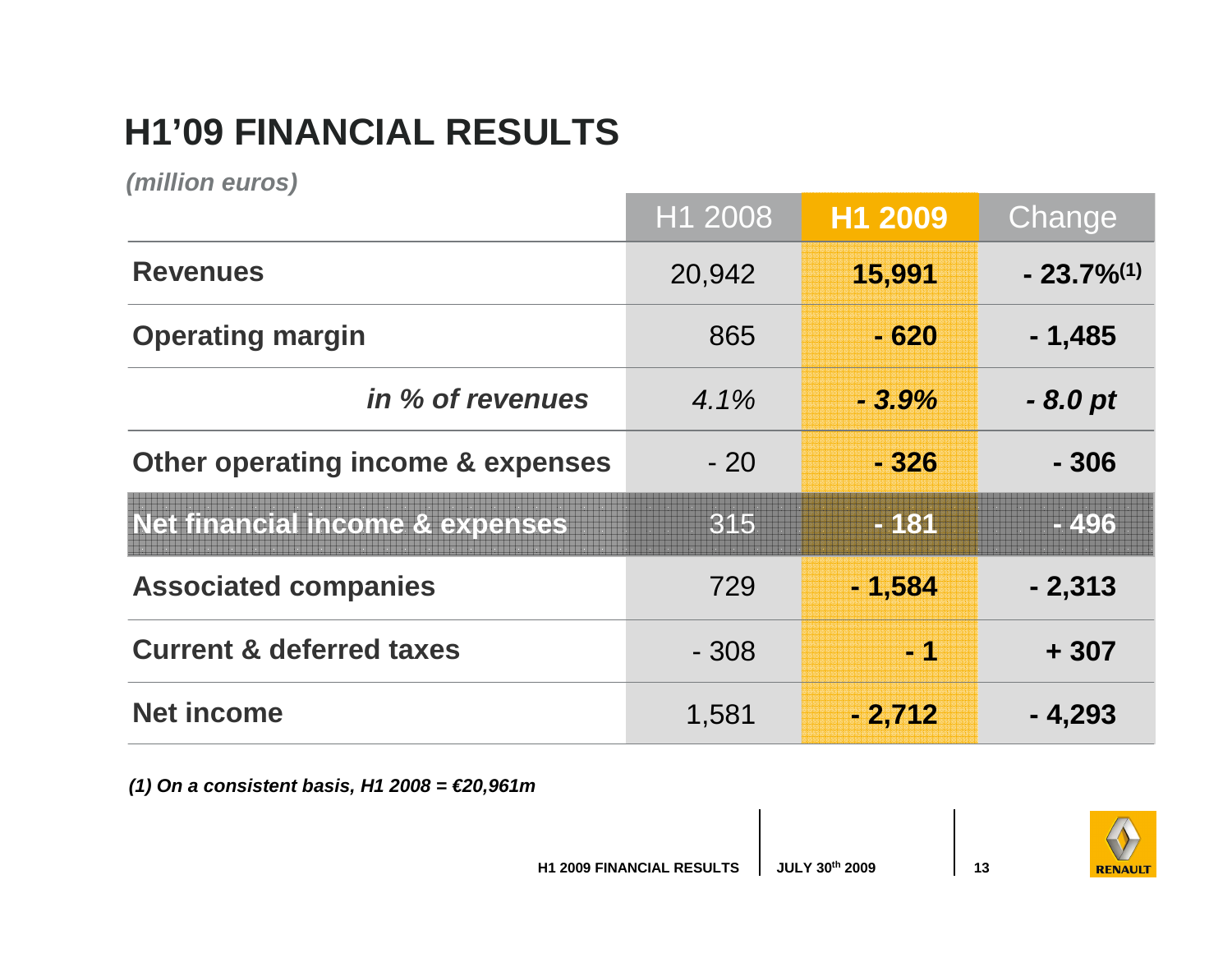# H1'09 FINANCIAL RESULTS

*(million euros)*

| | H1 2008 | H1 2009 | Change |
|---|---|---|---|
| **Revenues** | 20,942 | **15,991** | **- 23.7%[1]** |
| **Operating margin** | 865 | **- 620** | **- 1,485** |
| ***in % of revenues*** | *4.1%* | ***- 3.9%*** | ***- 8.0 pt*** |
| **Other operating income & expenses** | - 20 | **- 326** | **- 306** |
| **Net financial income & expenses** | 315 | **- 181** | **- 496** |
| **Associated companies** | 729 | **- 1,584** | **- 2,313** |
| **Current & deferred taxes** | - 308 | **- 1** | **+ 307** |
| **Net income** | 1,581 | **- 2,712** | **- 4,293** |

***(1) On a consistent basis, H1 2008 = €20,961m***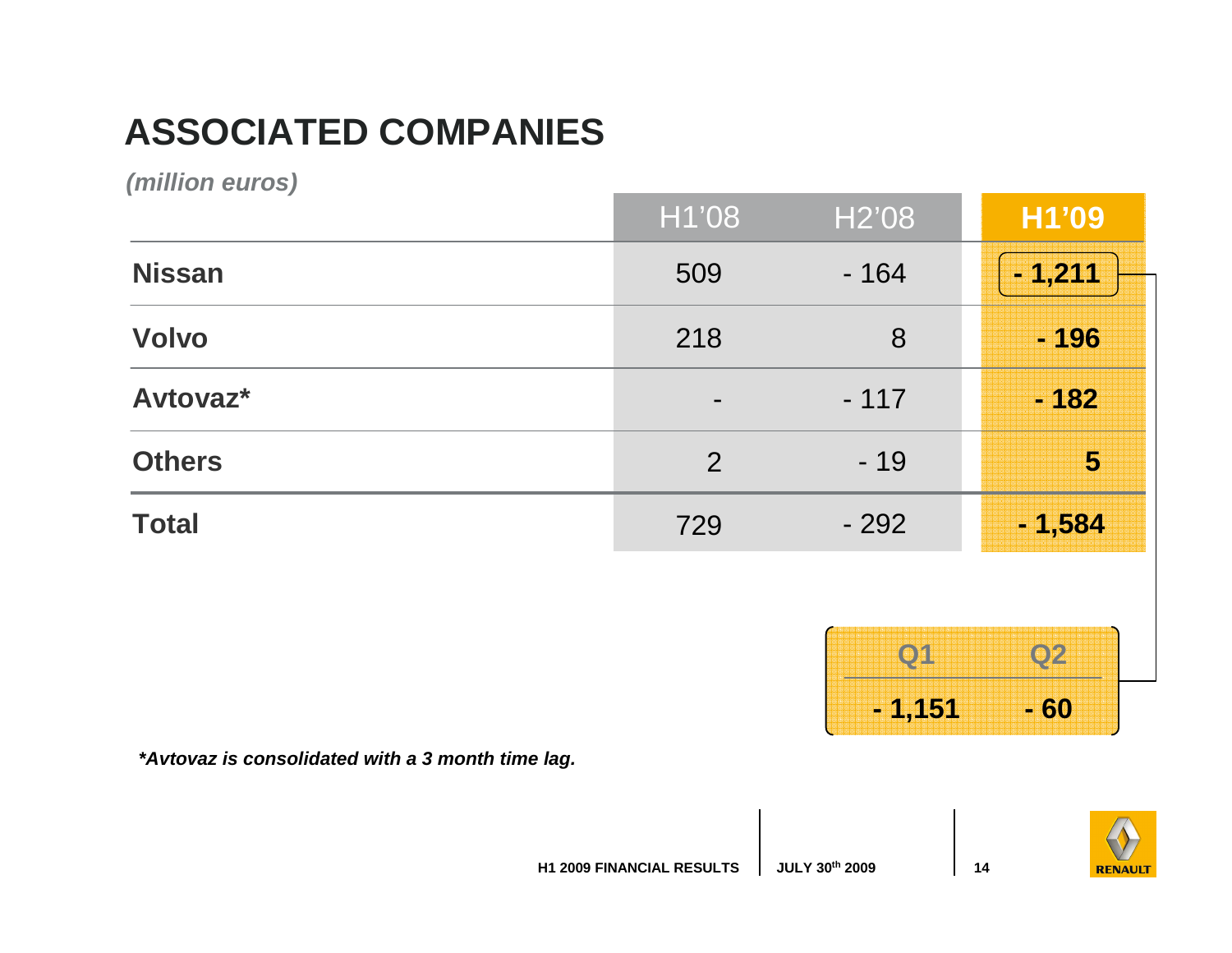# ASSOCIATED COMPANIES

*(million euros)*

| | H1'08 | H2'08 | **H1'09** |
|---|---|---|---|
| **Nissan** | 509 | - 164 | **- 1,211** |
| **Volvo** | 218 | 8 | **- 196** |
| **Avtovaz*** | - | - 117 | **- 182** |
| **Others** | 2 | - 19 | **5** |
| **Total** | 729 | - 292 | **- 1,584** |

| Q1 | Q2 |
|---|---|
| **- 1,151** | **- 60** |

***Avtovaz is consolidated with a 3 month time lag.***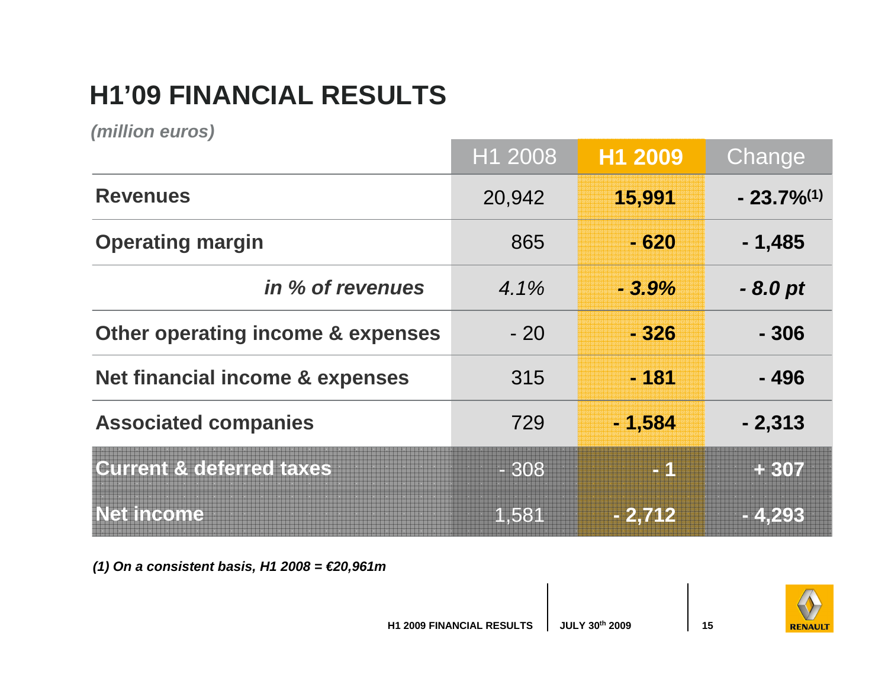# H1'09 FINANCIAL RESULTS

*(million euros)*

| | H1 2008 | **H1 2009** | Change |
|---|---|---|---|
| **Revenues** | 20,942 | **15,991** | **- 23.7%(1)** |
| **Operating margin** | 865 | **- 620** | **- 1,485** |
| ***in % of revenues*** | *4.1%* | ***- 3.9%*** | ***- 8.0 pt*** |
| **Other operating income & expenses** | - 20 | **- 326** | **- 306** |
| **Net financial income & expenses** | 315 | **- 181** | **- 496** |
| **Associated companies** | 729 | **- 1,584** | **- 2,313** |
| **Current & deferred taxes** | - 308 | **- 1** | **+ 307** |
| **Net income** | 1,581 | **- 2,712** | **- 4,293** |

***(1) On a consistent basis, H1 2008 = €20,961m***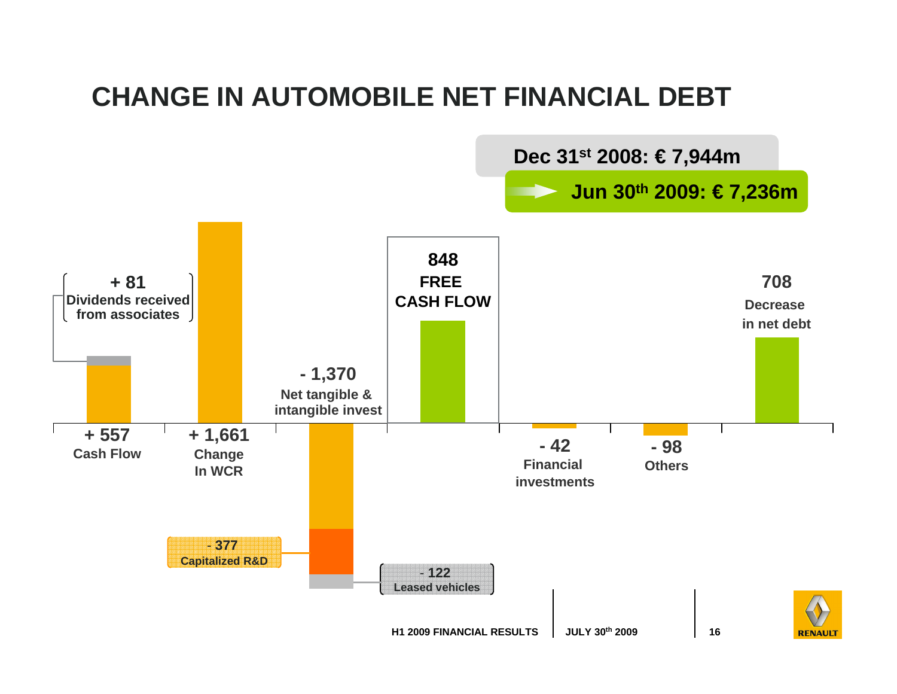# CHANGE IN AUTOMOBILE NET FINANCIAL DEBT

**Dec 31st 2008: € 7,944m**

**Jun 30th 2009: € 7,236m**

| Item | Amount (€m) |
|---|---|
| Cash Flow | + 557 |
| of which Dividends received from associates | + 81 |
| Change In WCR | + 1,661 |
| Net tangible & intangible invest | - 1,370 |
| of which Capitalized R&D | - 377 |
| of which Leased vehicles | - 122 |
| **FREE CASH FLOW** | **848** |
| Financial investments | - 42 |
| Others | - 98 |
| **Decrease in net debt** | **708** |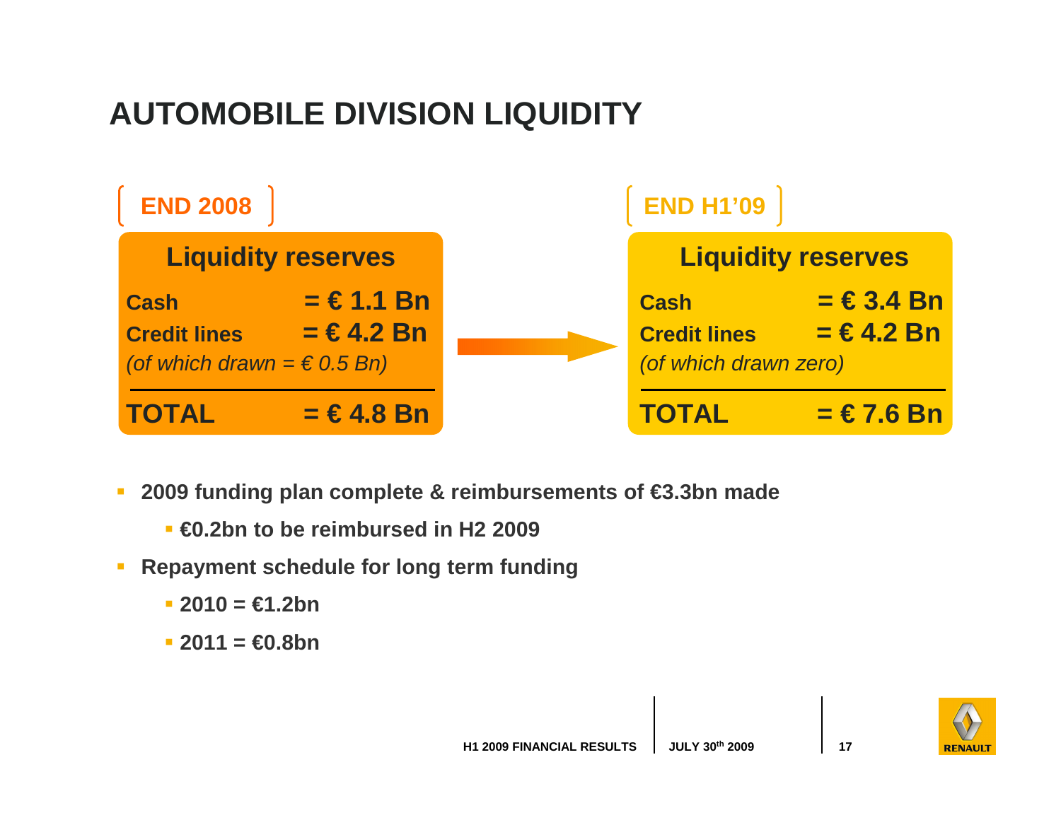# AUTOMOBILE DIVISION LIQUIDITY

**END 2008**

| Liquidity reserves | |
|---|---|
| **Cash** | **= € 1.1 Bn** |
| **Credit lines** | **= € 4.2 Bn** |
| *(of which drawn = € 0.5 Bn)* | |
| **TOTAL** | **= € 4.8 Bn** |

**END H1'09**

| Liquidity reserves | |
|---|---|
| **Cash** | **= € 3.4 Bn** |
| **Credit lines** | **= € 4.2 Bn** |
| *(of which drawn zero)* | |
| **TOTAL** | **= € 7.6 Bn** |

- **2009 funding plan complete & reimbursements of €3.3bn made**
  - **€0.2bn to be reimbursed in H2 2009**
- **Repayment schedule for long term funding**
  - **2010 = €1.2bn**
  - **2011 = €0.8bn**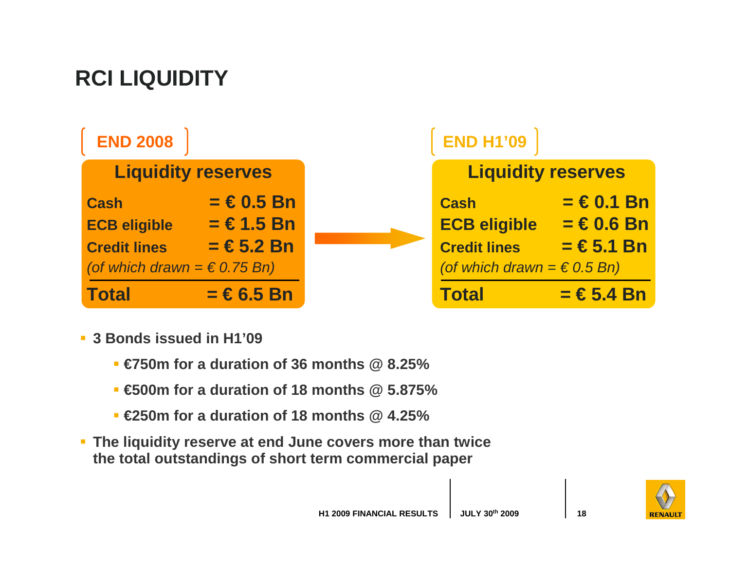# RCI LIQUIDITY

**END 2008**

| Liquidity reserves | |
|---|---|
| **Cash** | **= € 0.5 Bn** |
| **ECB eligible** | **= € 1.5 Bn** |
| **Credit lines** | **= € 5.2 Bn** |
| *(of which drawn = € 0.75 Bn)* | |
| **Total** | **= € 6.5 Bn** |

**END H1'09**

| Liquidity reserves | |
|---|---|
| **Cash** | **= € 0.1 Bn** |
| **ECB eligible** | **= € 0.6 Bn** |
| **Credit lines** | **= € 5.1 Bn** |
| *(of which drawn = € 0.5 Bn)* | |
| **Total** | **= € 5.4 Bn** |

- **3 Bonds issued in H1'09**
  - **€750m for a duration of 36 months @ 8.25%**
  - **€500m for a duration of 18 months @ 5.875%**
  - **€250m for a duration of 18 months @ 4.25%**
- **The liquidity reserve at end June covers more than twice the total outstandings of short term commercial paper**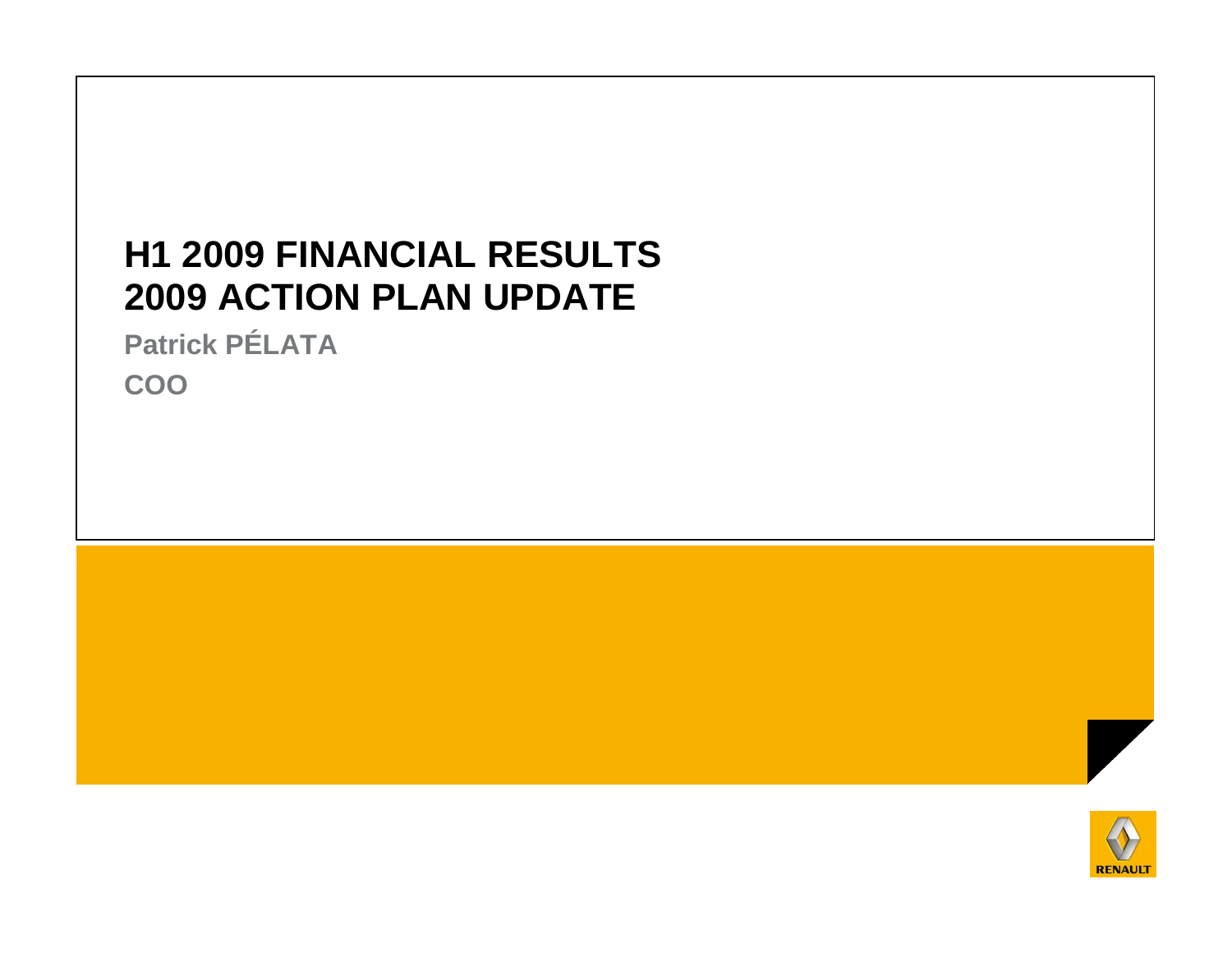# H1 2009 FINANCIAL RESULTS
# 2009 ACTION PLAN UPDATE

**Patrick PÉLATA**

**COO**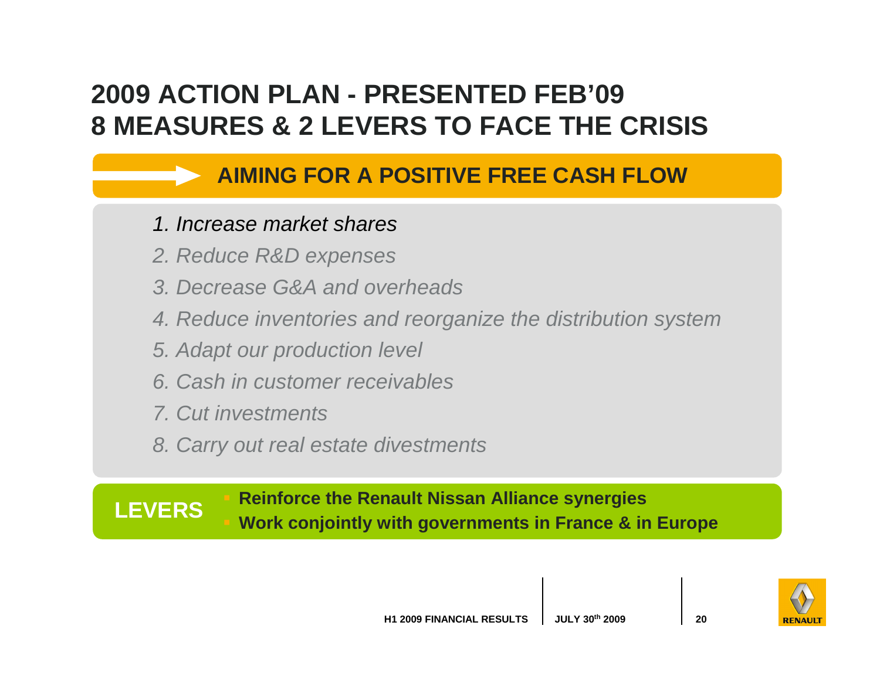# 2009 ACTION PLAN - PRESENTED FEB'09
# 8 MEASURES & 2 LEVERS TO FACE THE CRISIS

## AIMING FOR A POSITIVE FREE CASH FLOW

1. *Increase market shares*
2. *Reduce R&D expenses*
3. *Decrease G&A and overheads*
4. *Reduce inventories and reorganize the distribution system*
5. *Adapt our production level*
6. *Cash in customer receivables*
7. *Cut investments*
8. *Carry out real estate divestments*

**LEVERS**

- **Reinforce the Renault Nissan Alliance synergies**
- **Work conjointly with governments in France & in Europe**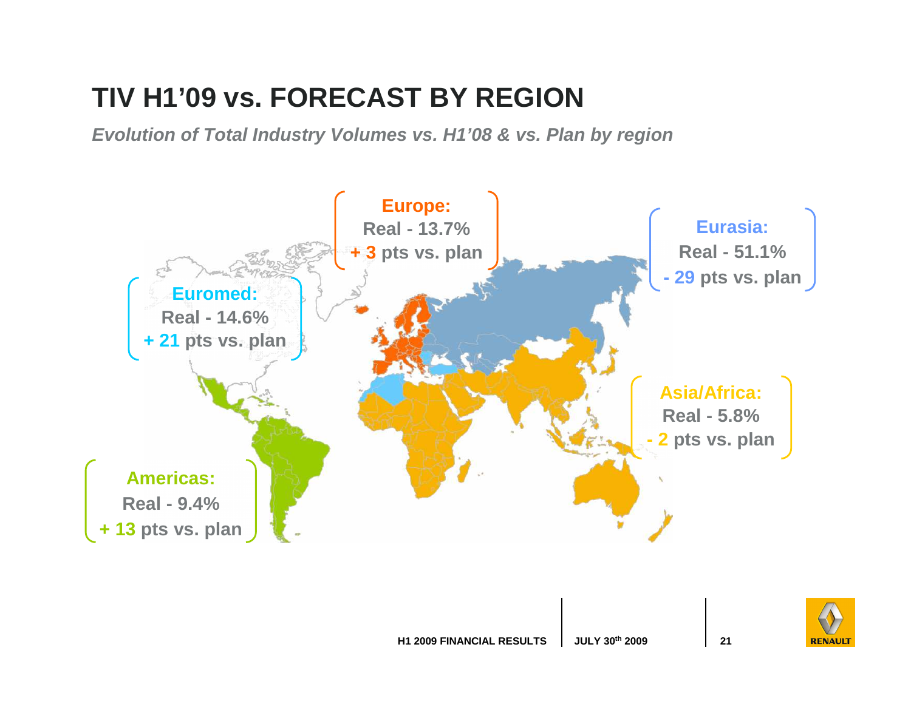# TIV H1'09 vs. FORECAST BY REGION

*Evolution of Total Industry Volumes vs. H1'08 & vs. Plan by region*

**Europe:**
Real - 13.7%
+ 3 pts vs. plan

**Eurasia:**
Real - 51.1%
- 29 pts vs. plan

**Euromed:**
Real - 14.6%
+ 21 pts vs. plan

**Asia/Africa:**
Real - 5.8%
- 2 pts vs. plan

**Americas:**
Real - 9.4%
+ 13 pts vs. plan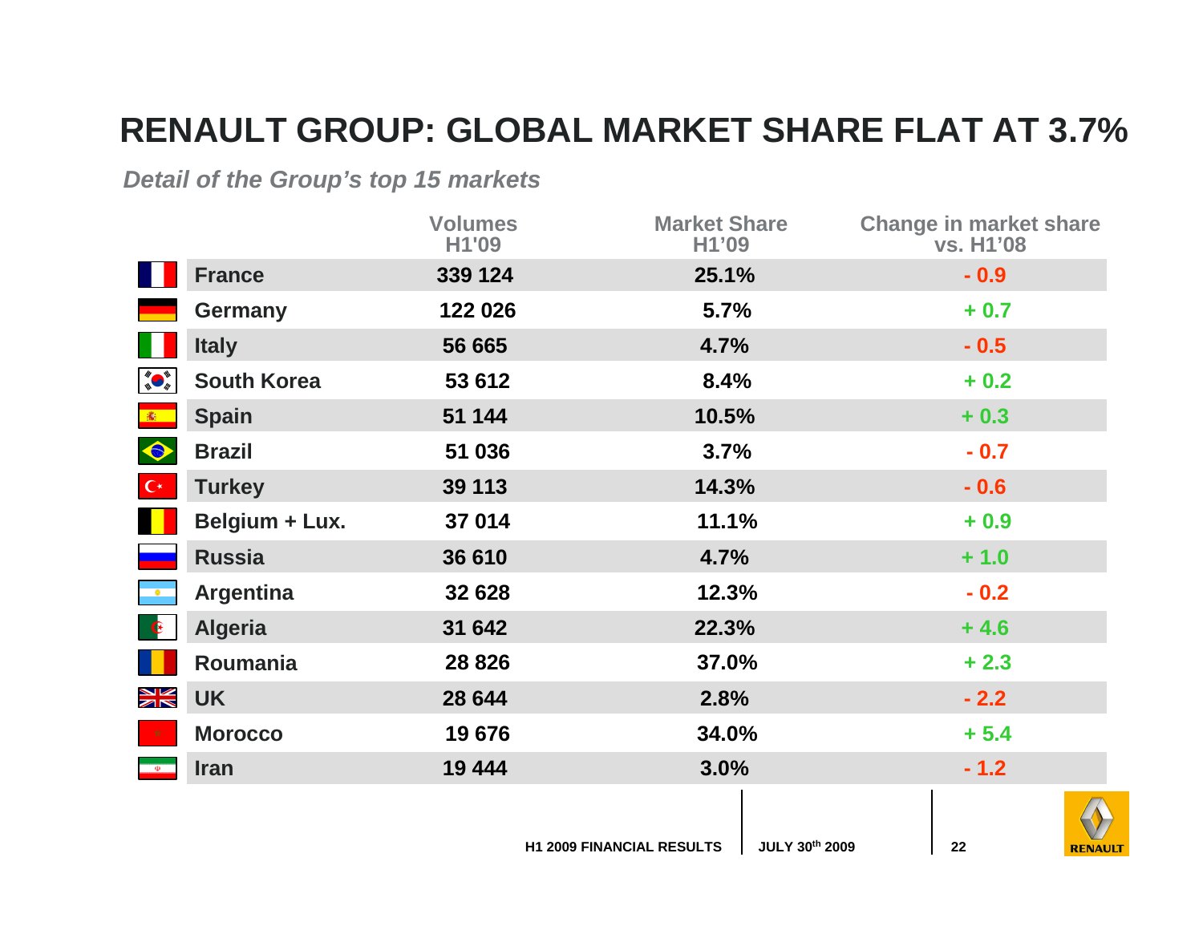# RENAULT GROUP: GLOBAL MARKET SHARE FLAT AT 3.7%

*Detail of the Group's top 15 markets*

| | Volumes H1'09 | Market Share H1'09 | Change in market share vs. H1'08 |
|---|---|---|---|
| France | 339 124 | 25.1% | - 0.9 |
| Germany | 122 026 | 5.7% | + 0.7 |
| Italy | 56 665 | 4.7% | - 0.5 |
| South Korea | 53 612 | 8.4% | + 0.2 |
| Spain | 51 144 | 10.5% | + 0.3 |
| Brazil | 51 036 | 3.7% | - 0.7 |
| Turkey | 39 113 | 14.3% | - 0.6 |
| Belgium + Lux. | 37 014 | 11.1% | + 0.9 |
| Russia | 36 610 | 4.7% | + 1.0 |
| Argentina | 32 628 | 12.3% | - 0.2 |
| Algeria | 31 642 | 22.3% | + 4.6 |
| Roumania | 28 826 | 37.0% | + 2.3 |
| UK | 28 644 | 2.8% | - 2.2 |
| Morocco | 19 676 | 34.0% | + 5.4 |
| Iran | 19 444 | 3.0% | - 1.2 |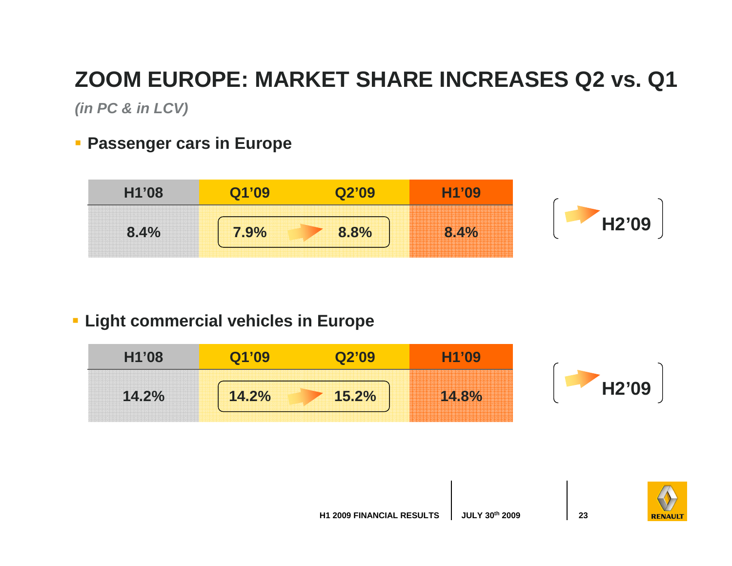# ZOOM EUROPE: MARKET SHARE INCREASES Q2 vs. Q1

*(in PC & in LCV)*

- **Passenger cars in Europe**

| H1'08 | Q1'09 | Q2'09 | H1'09 |
|---|---|---|---|
| 8.4% | 7.9% | 8.8% | 8.4% |

↗ H2'09

- **Light commercial vehicles in Europe**

| H1'08 | Q1'09 | Q2'09 | H1'09 |
|---|---|---|---|
| 14.2% | 14.2% | 15.2% | 14.8% |

↗ H2'09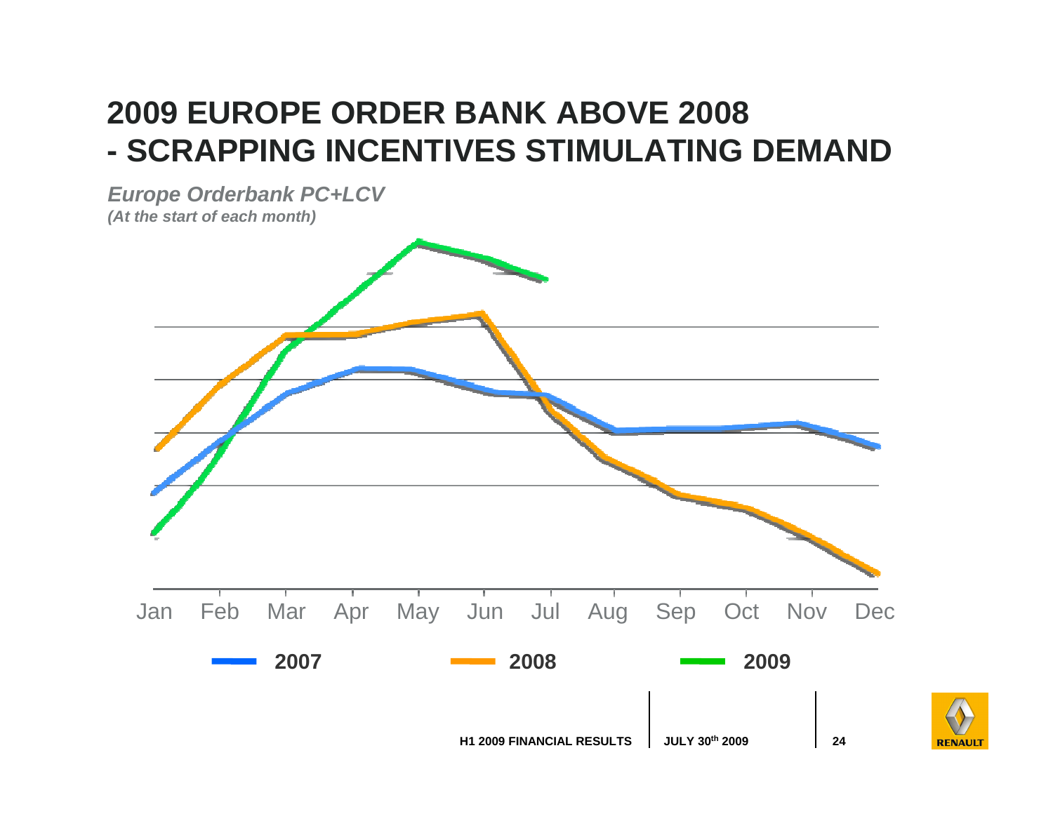# 2009 EUROPE ORDER BANK ABOVE 2008
# - SCRAPPING INCENTIVES STIMULATING DEMAND

***Europe Orderbank PC+LCV***
***(At the start of each month)***

Jan Feb Mar Apr May Jun Jul Aug Sep Oct Nov Dec

**2007** **2008** **2009**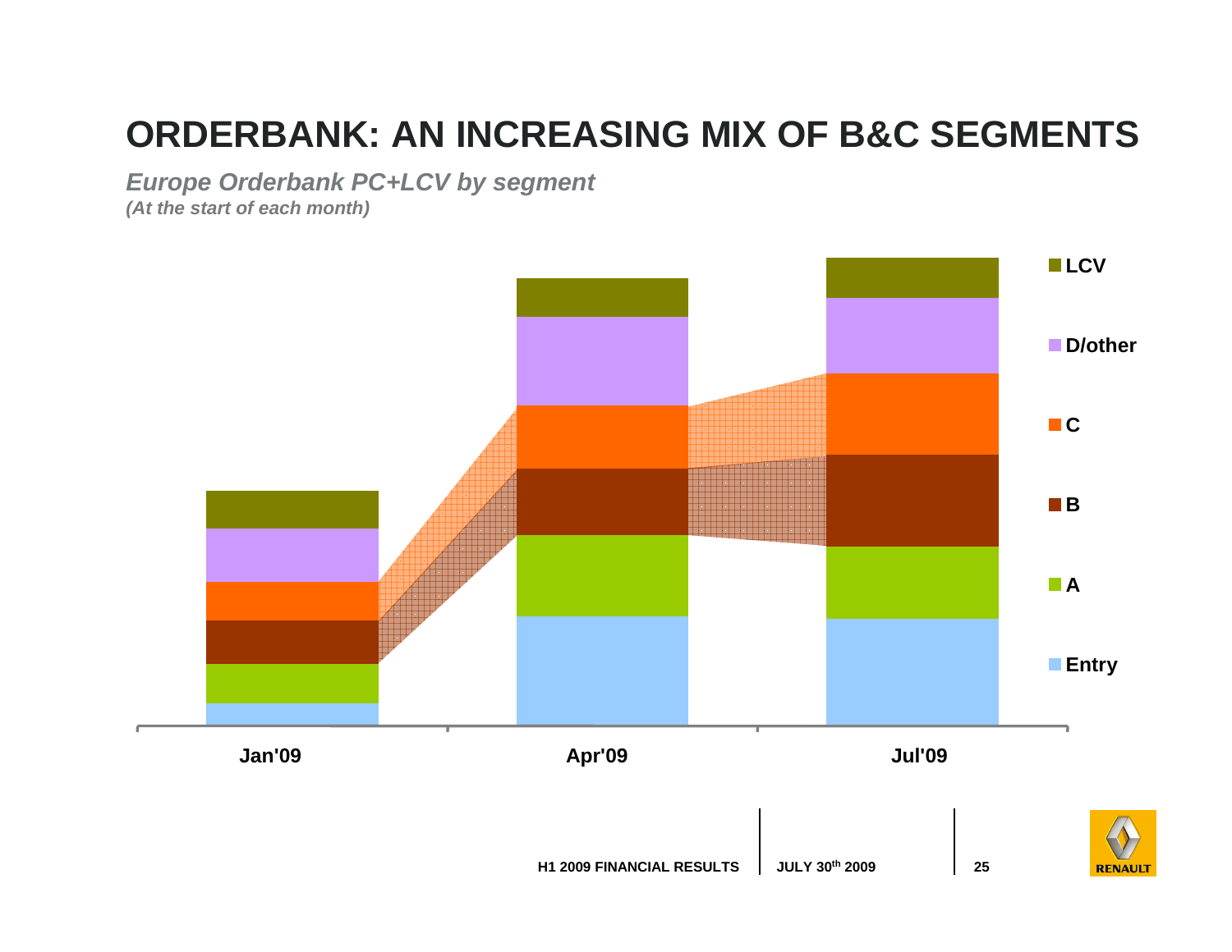# ORDERBANK: AN INCREASING MIX OF B&C SEGMENTS

***Europe Orderbank PC+LCV by segment***

***(At the start of each month)***

LCV

D/other

C

B

A

Entry

Jan'09

Apr'09

Jul'09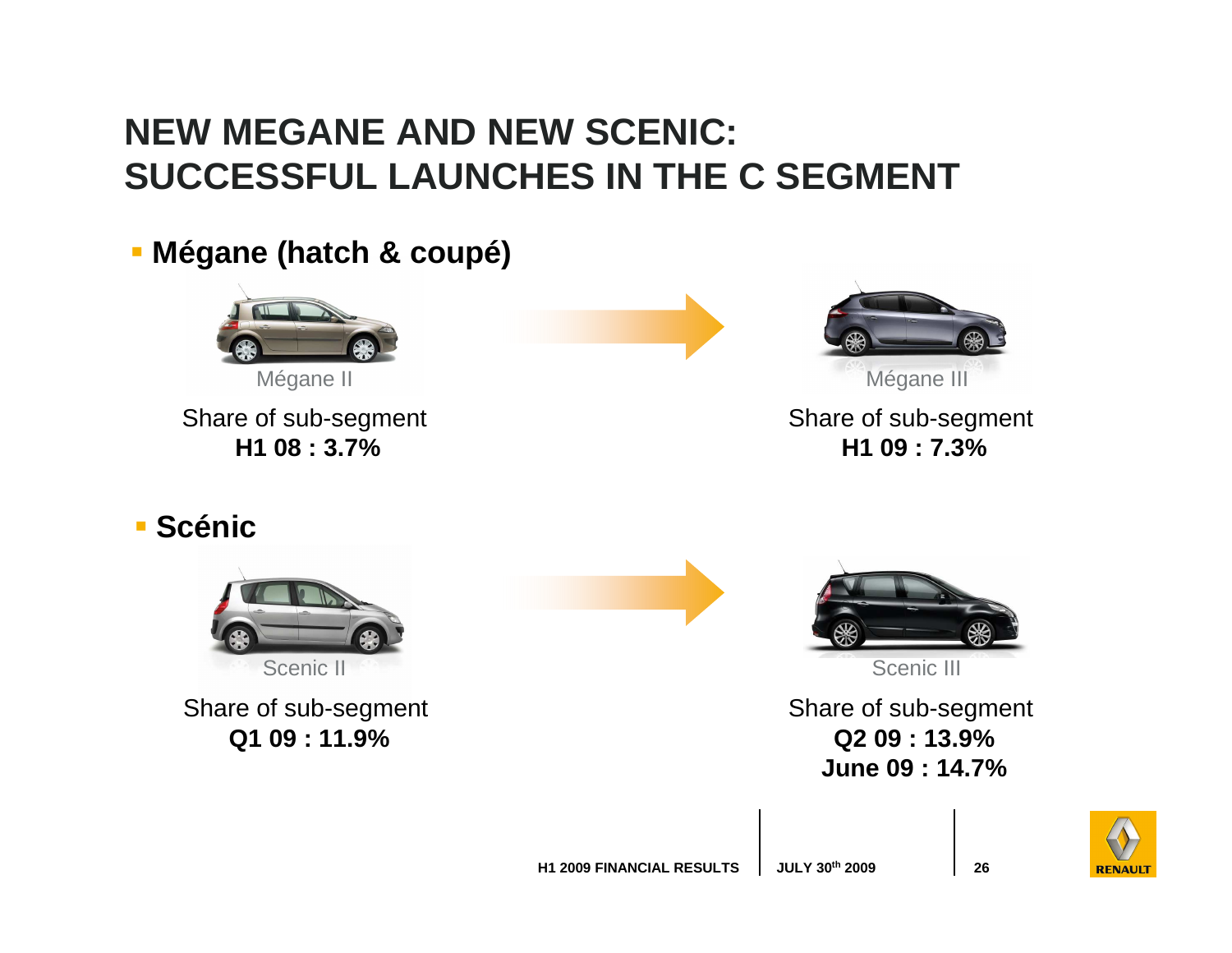# NEW MEGANE AND NEW SCENIC: SUCCESSFUL LAUNCHES IN THE C SEGMENT

- **Mégane (hatch & coupé)**

Mégane II

Share of sub-segment
**H1 08 : 3.7%**

Mégane III

Share of sub-segment
**H1 09 : 7.3%**

- **Scénic**

Scenic II

Share of sub-segment
**Q1 09 : 11.9%**

Scenic III

Share of sub-segment
**Q2 09 : 13.9%**
**June 09 : 14.7%**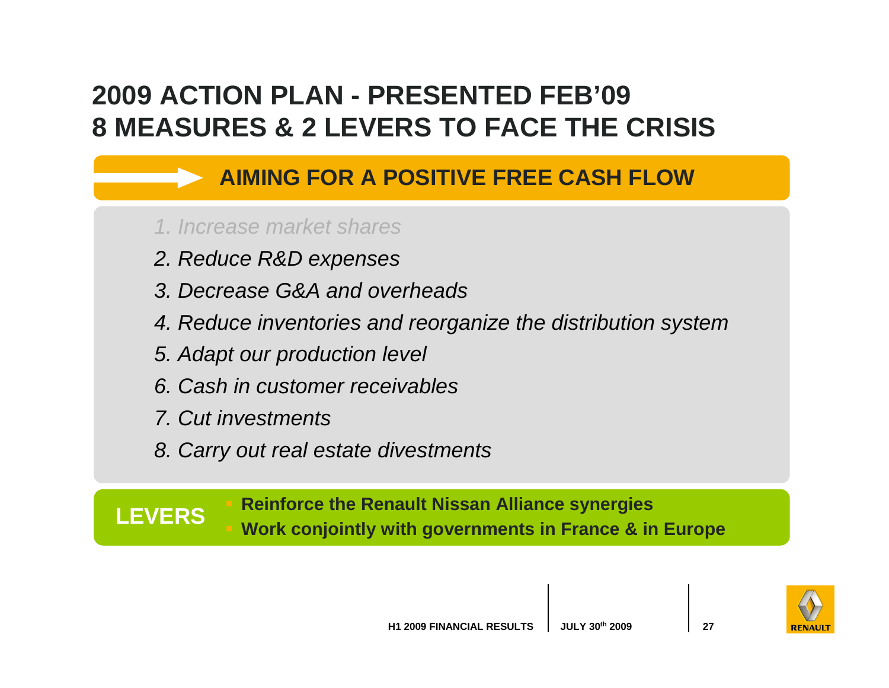# 2009 ACTION PLAN - PRESENTED FEB'09
# 8 MEASURES & 2 LEVERS TO FACE THE CRISIS

## AIMING FOR A POSITIVE FREE CASH FLOW

*1. Increase market shares*

*2. Reduce R&D expenses*

*3. Decrease G&A and overheads*

*4. Reduce inventories and reorganize the distribution system*

*5. Adapt our production level*

*6. Cash in customer receivables*

*7. Cut investments*

*8. Carry out real estate divestments*

**LEVERS**

- **Reinforce the Renault Nissan Alliance synergies**
- **Work conjointly with governments in France & in Europe**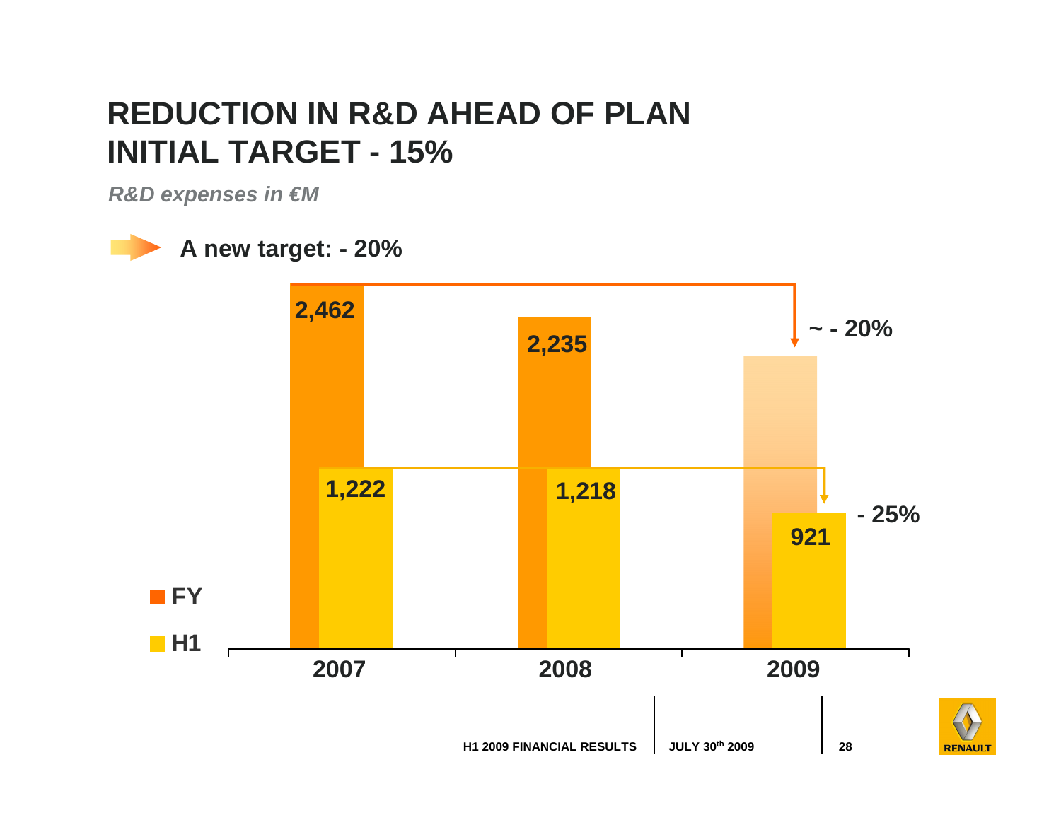# REDUCTION IN R&D AHEAD OF PLAN
# INITIAL TARGET - 15%

*R&D expenses in €M*

**A new target: - 20%**

| | 2007 | 2008 | 2009 |
|---|---|---|---|
| FY | 2,462 | 2,235 | ~ - 20% |
| H1 | 1,222 | 1,218 | 921 (- 25%) |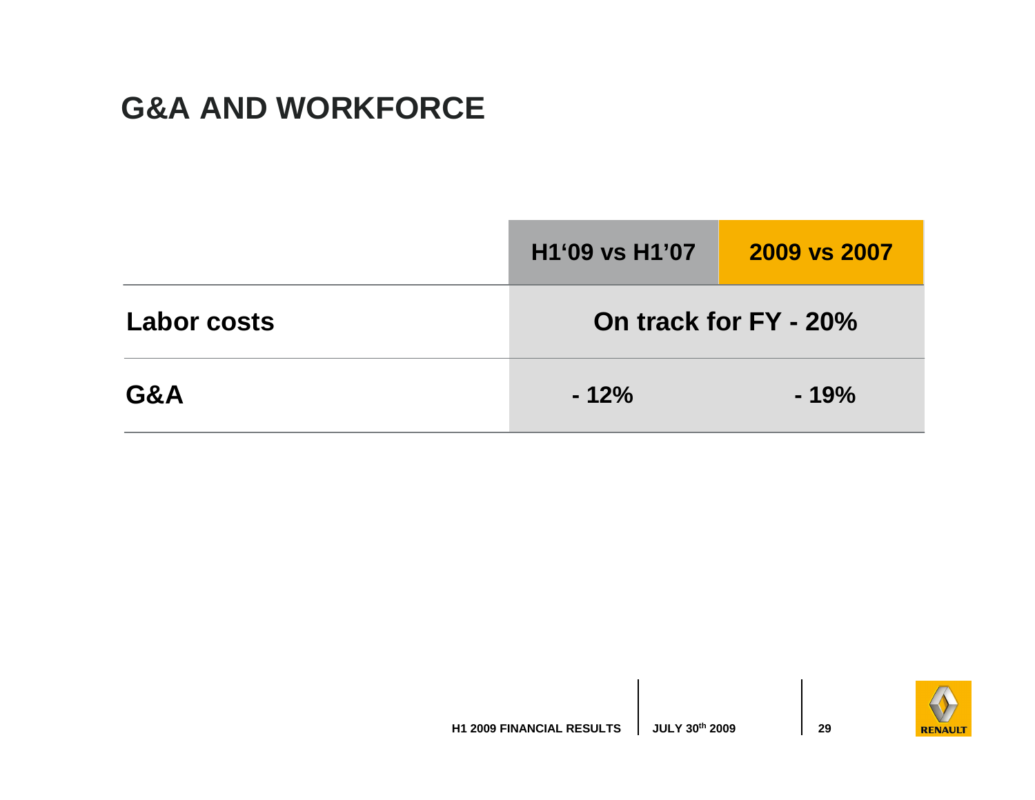# G&A AND WORKFORCE

| | H1'09 vs H1'07 | 2009 vs 2007 |
|---|---|---|
| Labor costs | On track for FY - 20% | |
| G&A | - 12% | - 19% |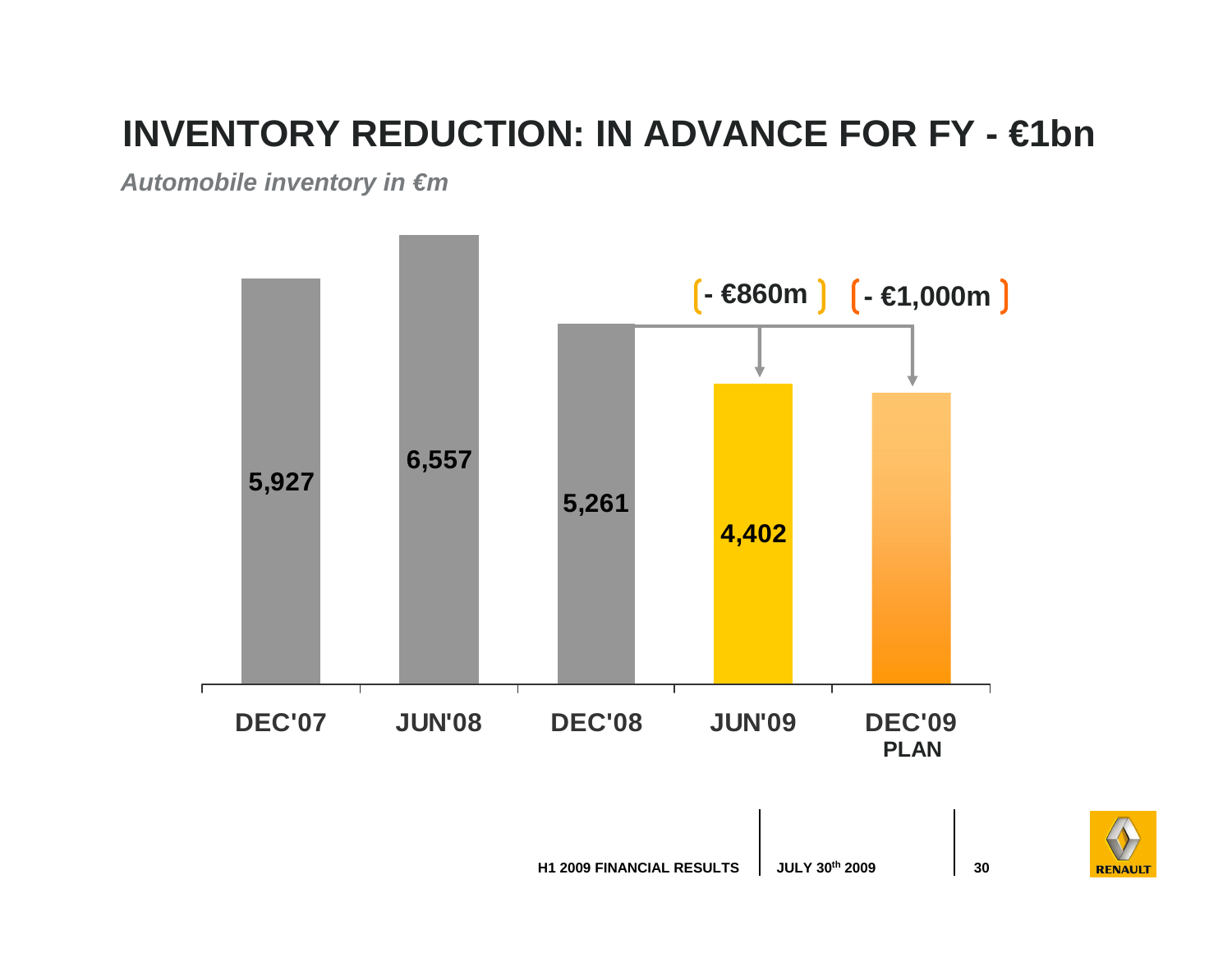# INVENTORY REDUCTION: IN ADVANCE FOR FY - €1bn

*Automobile inventory in €m*

| | DEC'07 | JUN'08 | DEC'08 | JUN'09 | DEC'09 PLAN |
|---|---|---|---|---|---|
| Automobile inventory (€m) | 5,927 | 6,557 | 5,261 | 4,402 | |
| Change vs DEC'08 | | | | - €860m | - €1,000m |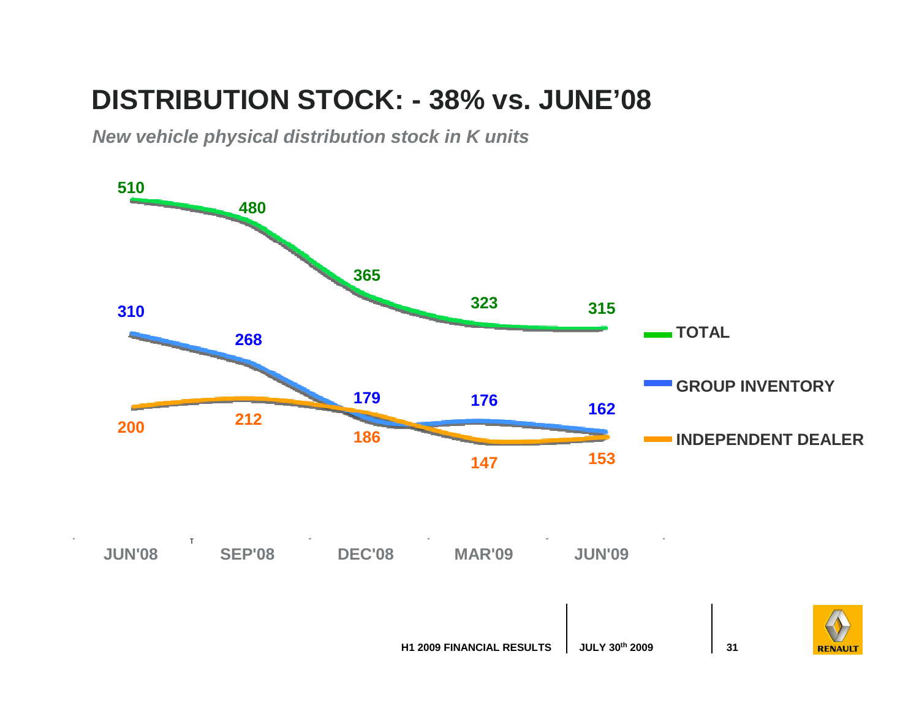# DISTRIBUTION STOCK: - 38% vs. JUNE'08

*New vehicle physical distribution stock in K units*

| | JUN'08 | SEP'08 | DEC'08 | MAR'09 | JUN'09 |
|---|---|---|---|---|---|
| TOTAL | 510 | 480 | 365 | 323 | 315 |
| GROUP INVENTORY | 310 | 268 | 179 | 176 | 162 |
| INDEPENDENT DEALER | 200 | 212 | 186 | 147 | 153 |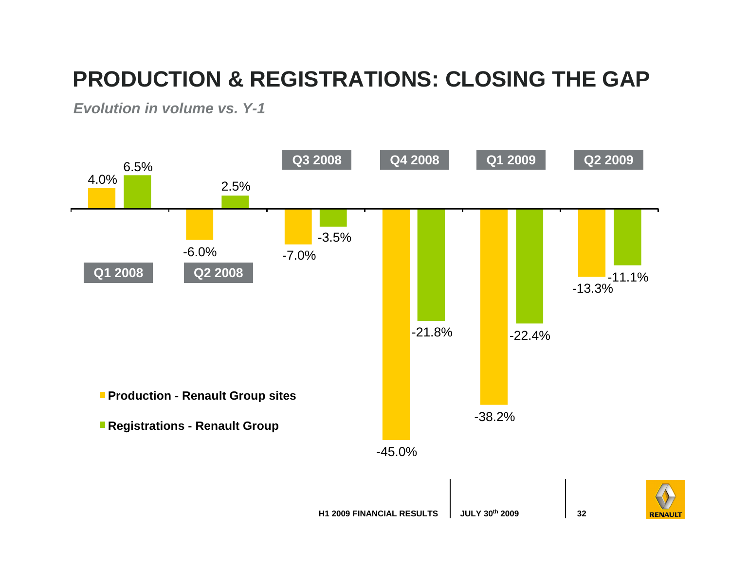# PRODUCTION & REGISTRATIONS: CLOSING THE GAP

***Evolution in volume vs. Y-1***

| | Q1 2008 | Q2 2008 | Q3 2008 | Q4 2008 | Q1 2009 | Q2 2009 |
|---|---|---|---|---|---|---|
| Production - Renault Group sites | 4.0% | -6.0% | -7.0% | -45.0% | -38.2% | -13.3% |
| Registrations - Renault Group | 6.5% | 2.5% | -3.5% | -21.8% | -22.4% | -11.1% |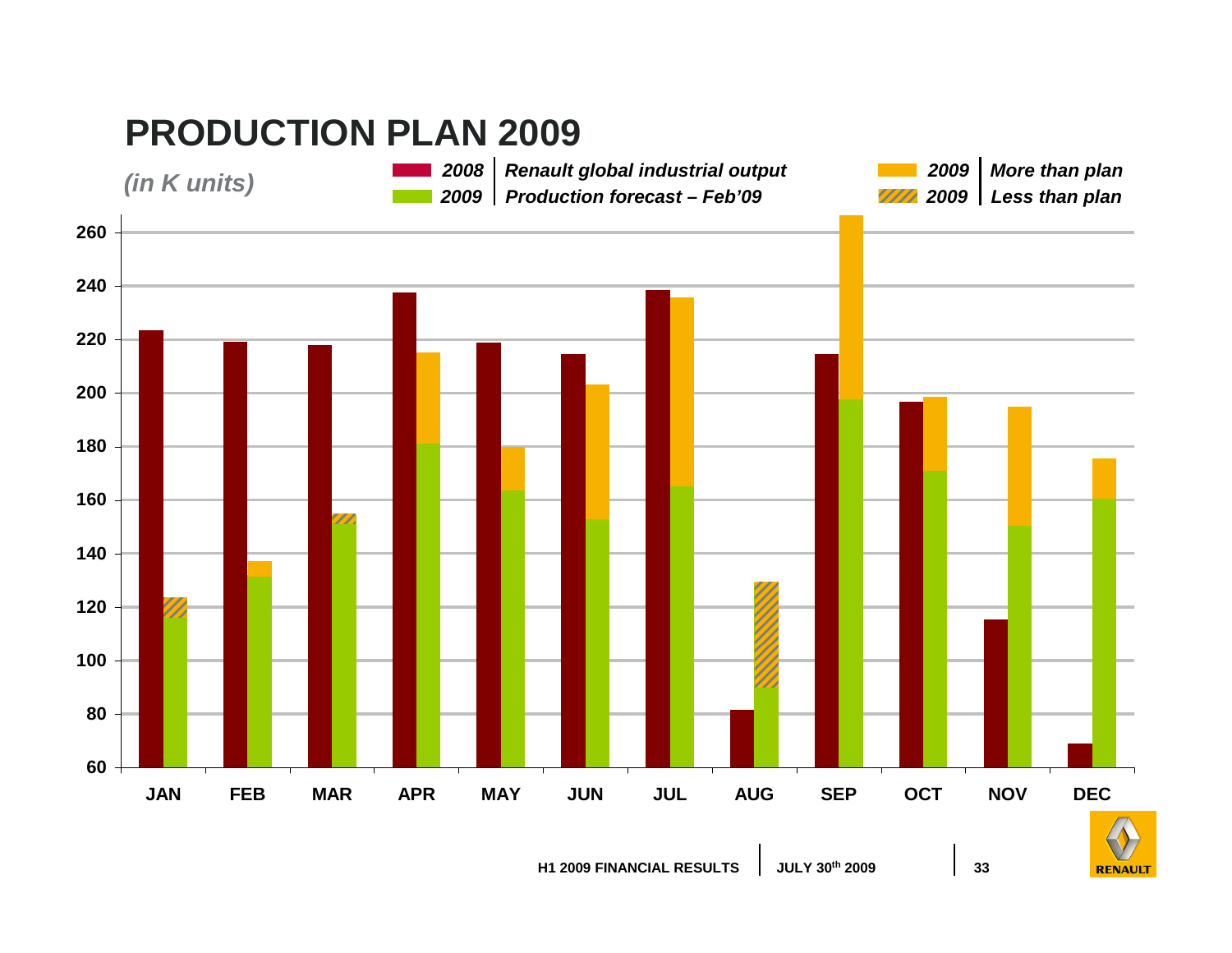# PRODUCTION PLAN 2009

*(in K units)*

| | |
|---|---|
| *2008* | *Renault global industrial output* |
| *2009* | *Production forecast – Feb'09* |
| *2009* | *More than plan* |
| *2009* | *Less than plan* |

JAN FEB MAR APR MAY JUN JUL AUG SEP OCT NOV DEC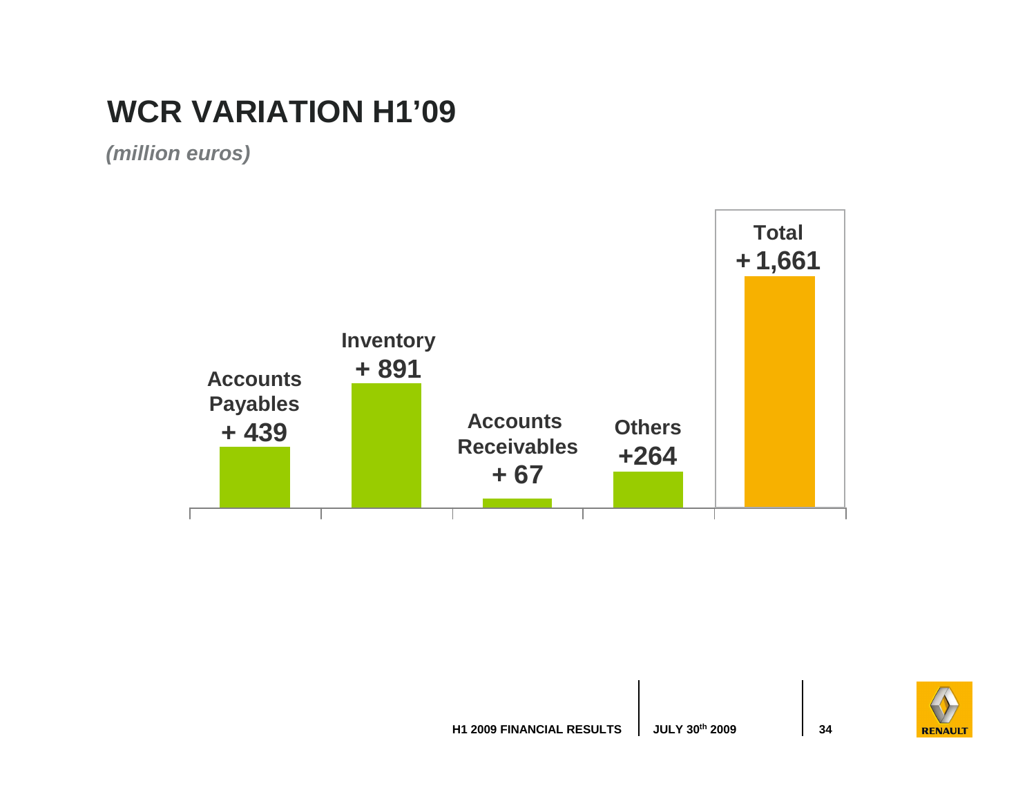# WCR VARIATION H1'09

*(million euros)*

| Accounts Payables | Inventory | Accounts Receivables | Others | Total |
|---|---|---|---|---|
| + 439 | + 891 | + 67 | +264 | + 1,661 |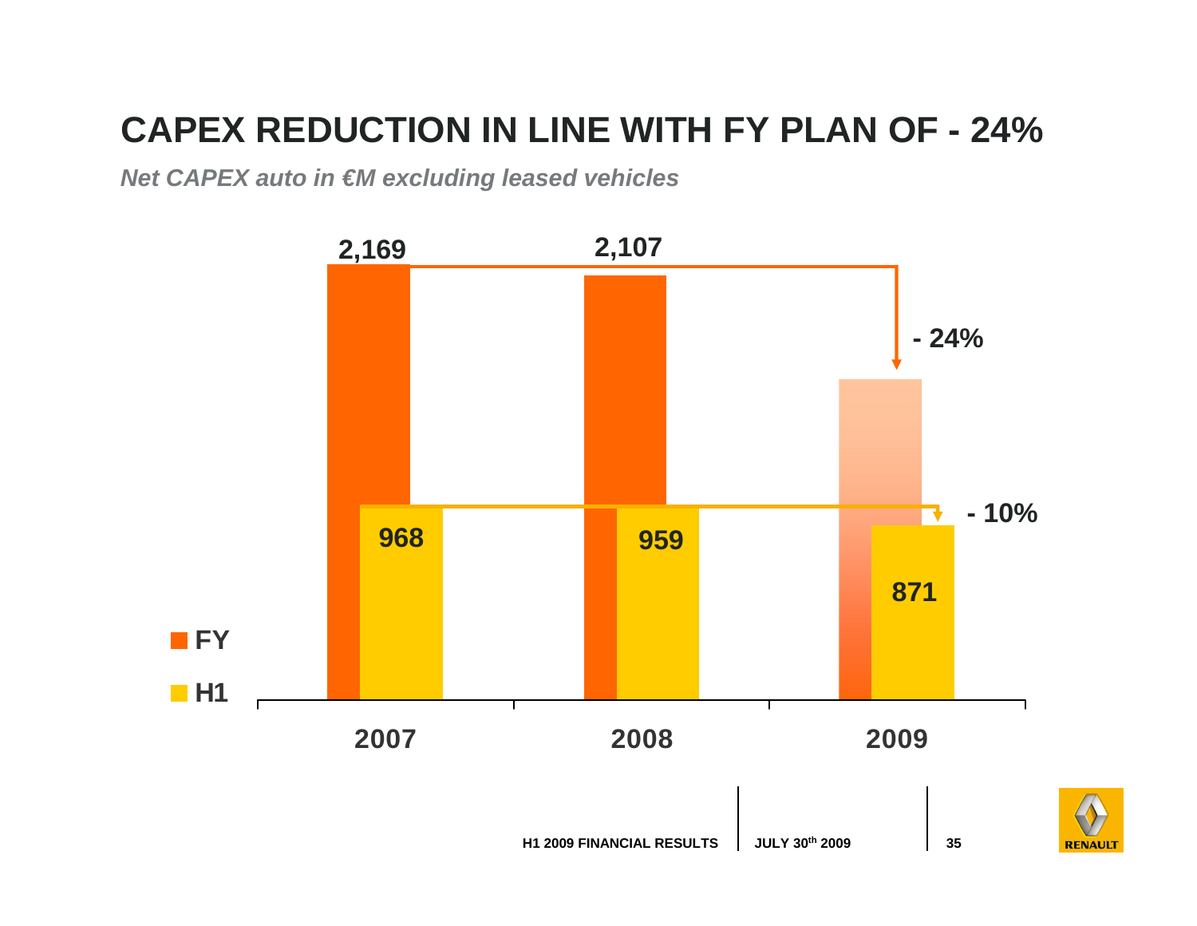# CAPEX REDUCTION IN LINE WITH FY PLAN OF - 24%

*Net CAPEX auto in €M excluding leased vehicles*

| | 2007 | 2008 | 2009 |
|---|---|---|---|
| FY | 2,169 | 2,107 | |
| H1 | 968 | 959 | 871 |

- 24%

- 10%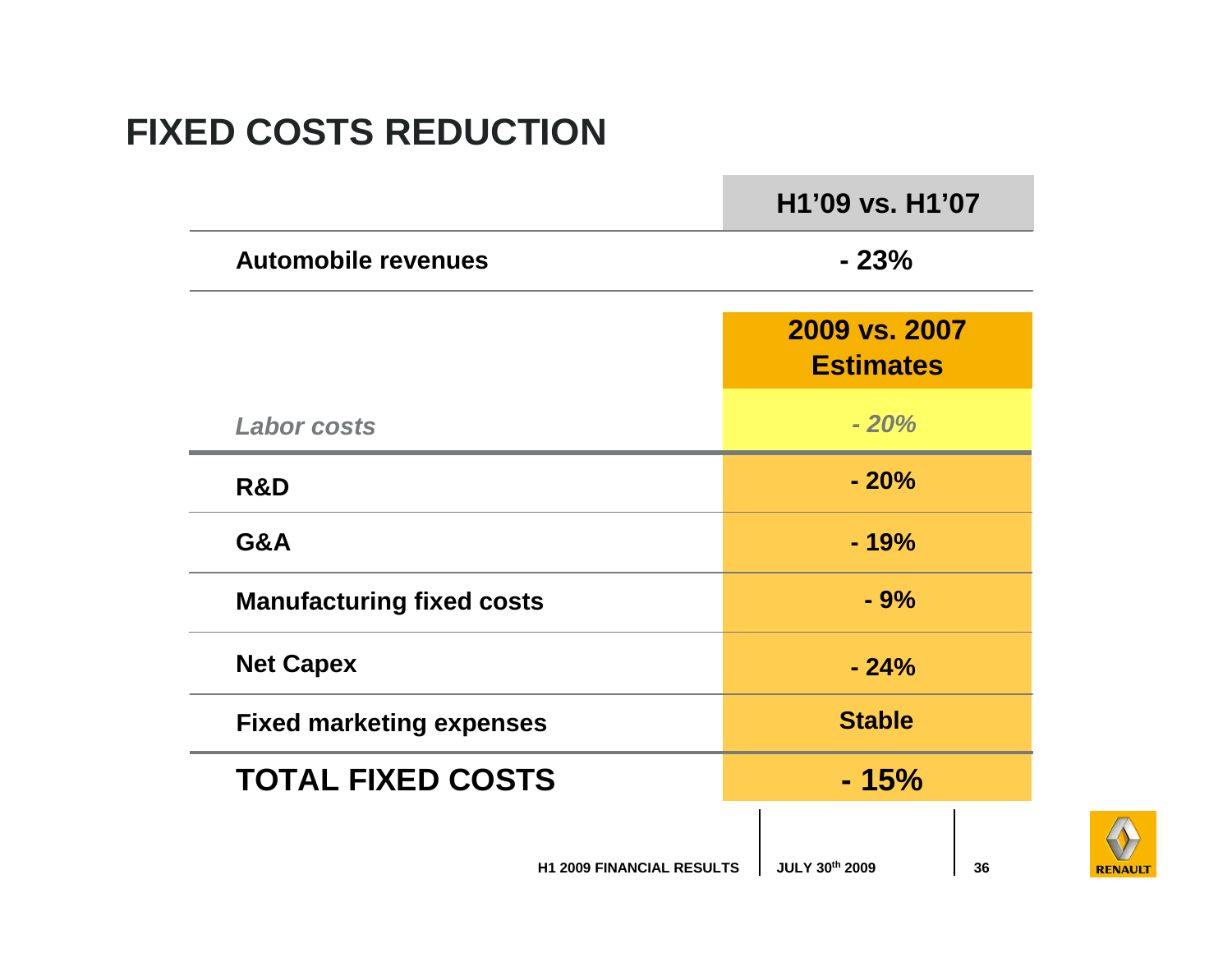# FIXED COSTS REDUCTION

| | H1'09 vs. H1'07 |
|---|---|
| **Automobile revenues** | **- 23%** |

| | 2009 vs. 2007 Estimates |
|---|---|
| *Labor costs* | *- 20%* |
| **R&D** | **- 20%** |
| **G&A** | **- 19%** |
| **Manufacturing fixed costs** | **- 9%** |
| **Net Capex** | **- 24%** |
| **Fixed marketing expenses** | **Stable** |
| **TOTAL FIXED COSTS** | **- 15%** |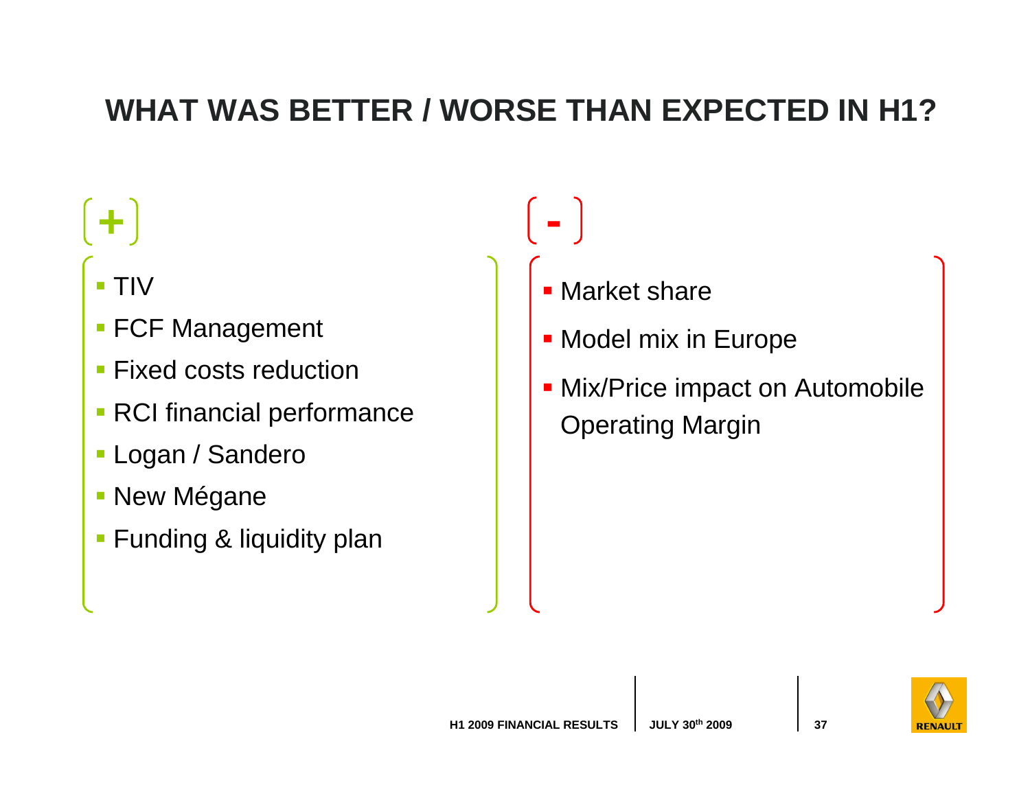# WHAT WAS BETTER / WORSE THAN EXPECTED IN H1?

**+**

- TIV
- FCF Management
- Fixed costs reduction
- RCI financial performance
- Logan / Sandero
- New Mégane
- Funding & liquidity plan

**-**

- Market share
- Model mix in Europe
- Mix/Price impact on Automobile Operating Margin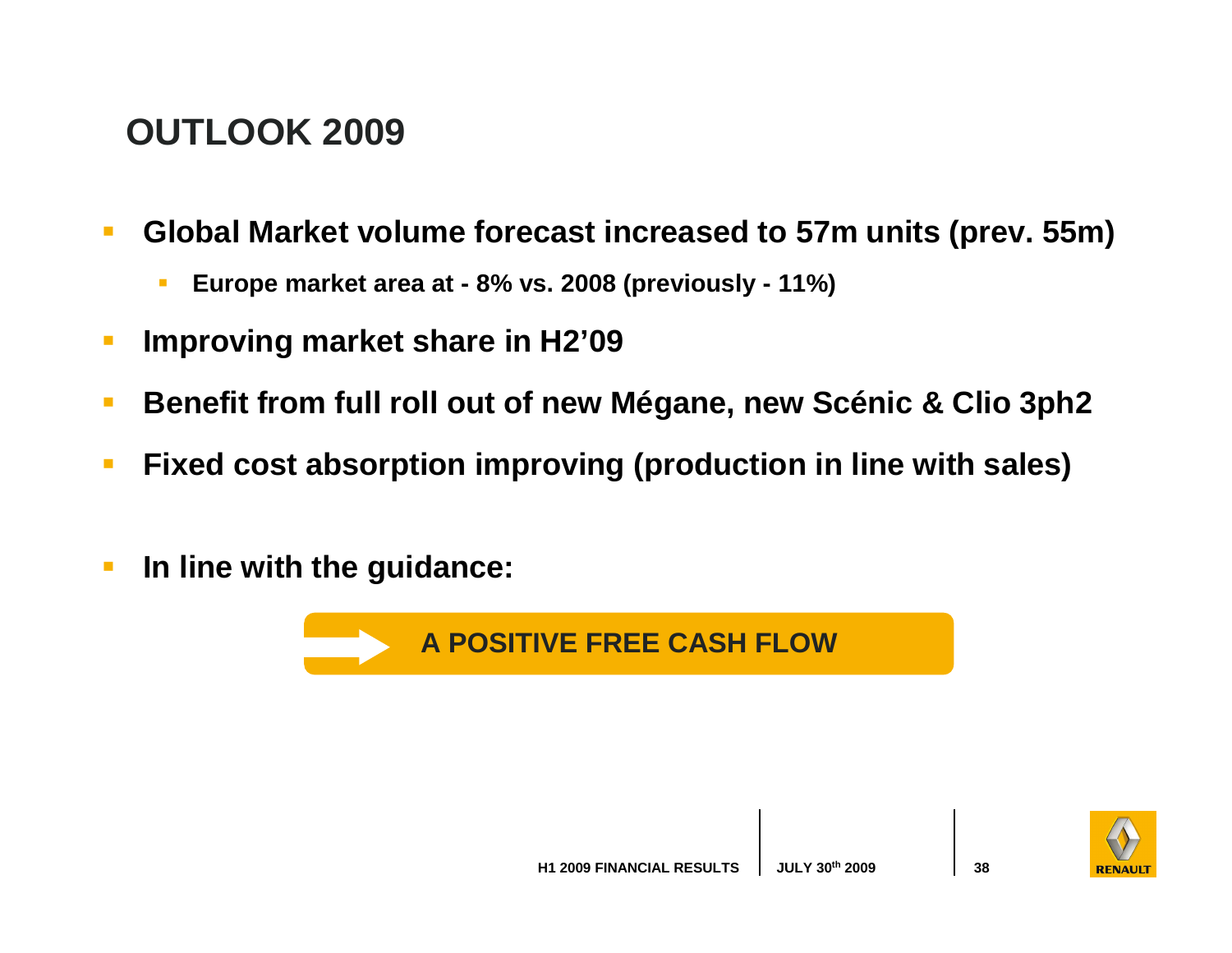# OUTLOOK 2009

- **Global Market volume forecast increased to 57m units (prev. 55m)**
  - **Europe market area at - 8% vs. 2008 (previously - 11%)**
- **Improving market share in H2'09**
- **Benefit from full roll out of new Mégane, new Scénic & Clio 3ph2**
- **Fixed cost absorption improving (production in line with sales)**

- **In line with the guidance:**

**A POSITIVE FREE CASH FLOW**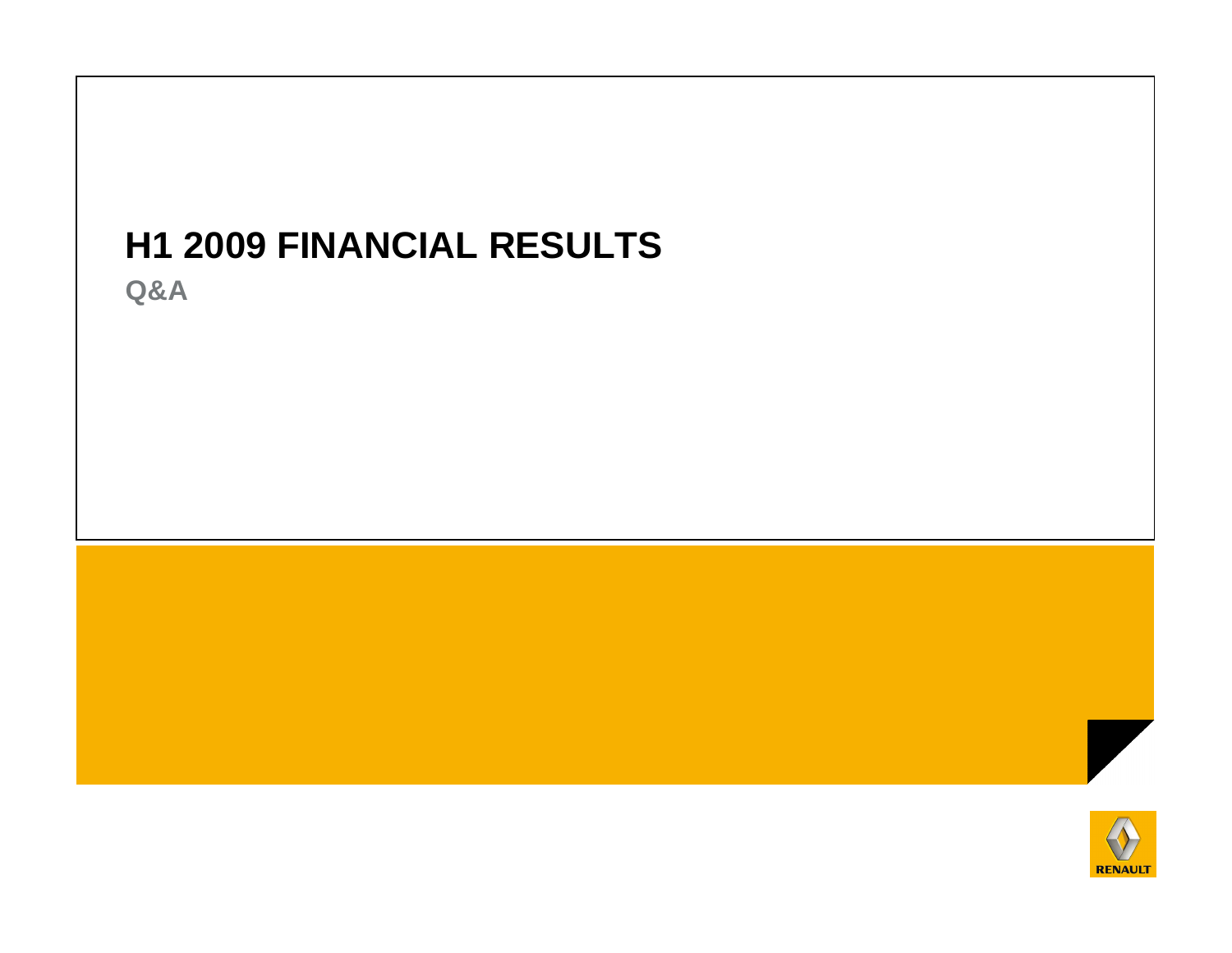# H1 2009 FINANCIAL RESULTS

## Q&A